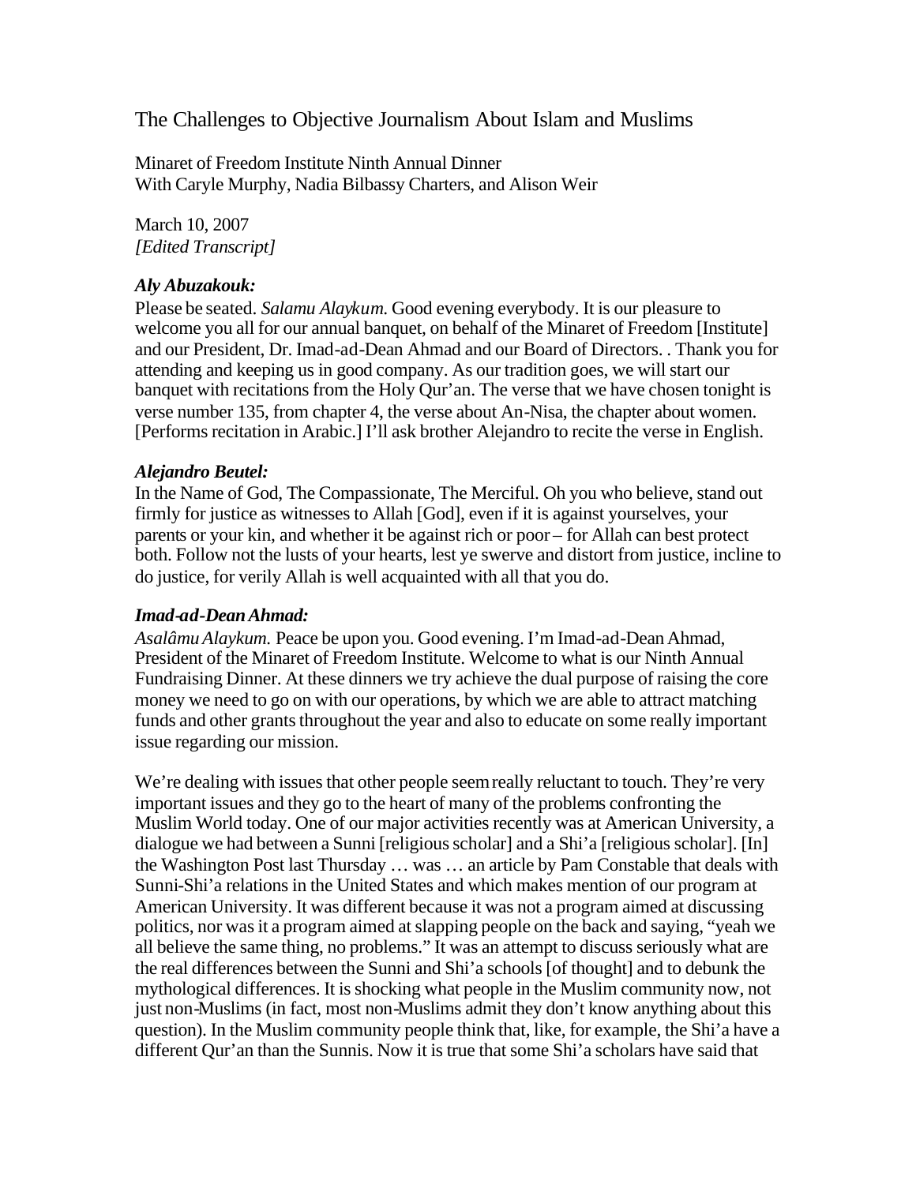# The Challenges to Objective Journalism About Islam and Muslims

Minaret of Freedom Institute Ninth Annual Dinner
With Caryle Murphy, Nadia Bilbassy Charters, and Alison Weir

March 10, 2007
*[Edited Transcript]*

***Aly Abuzakouk:***
Please be seated. *Salamu Alaykum.* Good evening everybody. It is our pleasure to welcome you all for our annual banquet, on behalf of the Minaret of Freedom [Institute] and our President, Dr. Imad-ad-Dean Ahmad and our Board of Directors. . Thank you for attending and keeping us in good company. As our tradition goes, we will start our banquet with recitations from the Holy Qur'an. The verse that we have chosen tonight is verse number 135, from chapter 4, the verse about An-Nisa, the chapter about women. [Performs recitation in Arabic.] I'll ask brother Alejandro to recite the verse in English.

***Alejandro Beutel:***
In the Name of God, The Compassionate, The Merciful. Oh you who believe, stand out firmly for justice as witnesses to Allah [God], even if it is against yourselves, your parents or your kin, and whether it be against rich or poor – for Allah can best protect both. Follow not the lusts of your hearts, lest ye swerve and distort from justice, incline to do justice, for verily Allah is well acquainted with all that you do.

***Imad-ad-Dean Ahmad:***
*Asalâmu Alaykum.* Peace be upon you. Good evening. I'm Imad-ad-Dean Ahmad, President of the Minaret of Freedom Institute. Welcome to what is our Ninth Annual Fundraising Dinner. At these dinners we try achieve the dual purpose of raising the core money we need to go on with our operations, by which we are able to attract matching funds and other grants throughout the year and also to educate on some really important issue regarding our mission.

We're dealing with issues that other people seem really reluctant to touch. They're very important issues and they go to the heart of many of the problems confronting the Muslim World today. One of our major activities recently was at American University, a dialogue we had between a Sunni [religious scholar] and a Shi'a [religious scholar]. [In] the Washington Post last Thursday … was … an article by Pam Constable that deals with Sunni-Shi'a relations in the United States and which makes mention of our program at American University. It was different because it was not a program aimed at discussing politics, nor was it a program aimed at slapping people on the back and saying, "yeah we all believe the same thing, no problems." It was an attempt to discuss seriously what are the real differences between the Sunni and Shi'a schools [of thought] and to debunk the mythological differences. It is shocking what people in the Muslim community now, not just non-Muslims (in fact, most non-Muslims admit they don't know anything about this question). In the Muslim community people think that, like, for example, the Shi'a have a different Qur'an than the Sunnis. Now it is true that some Shi'a scholars have said that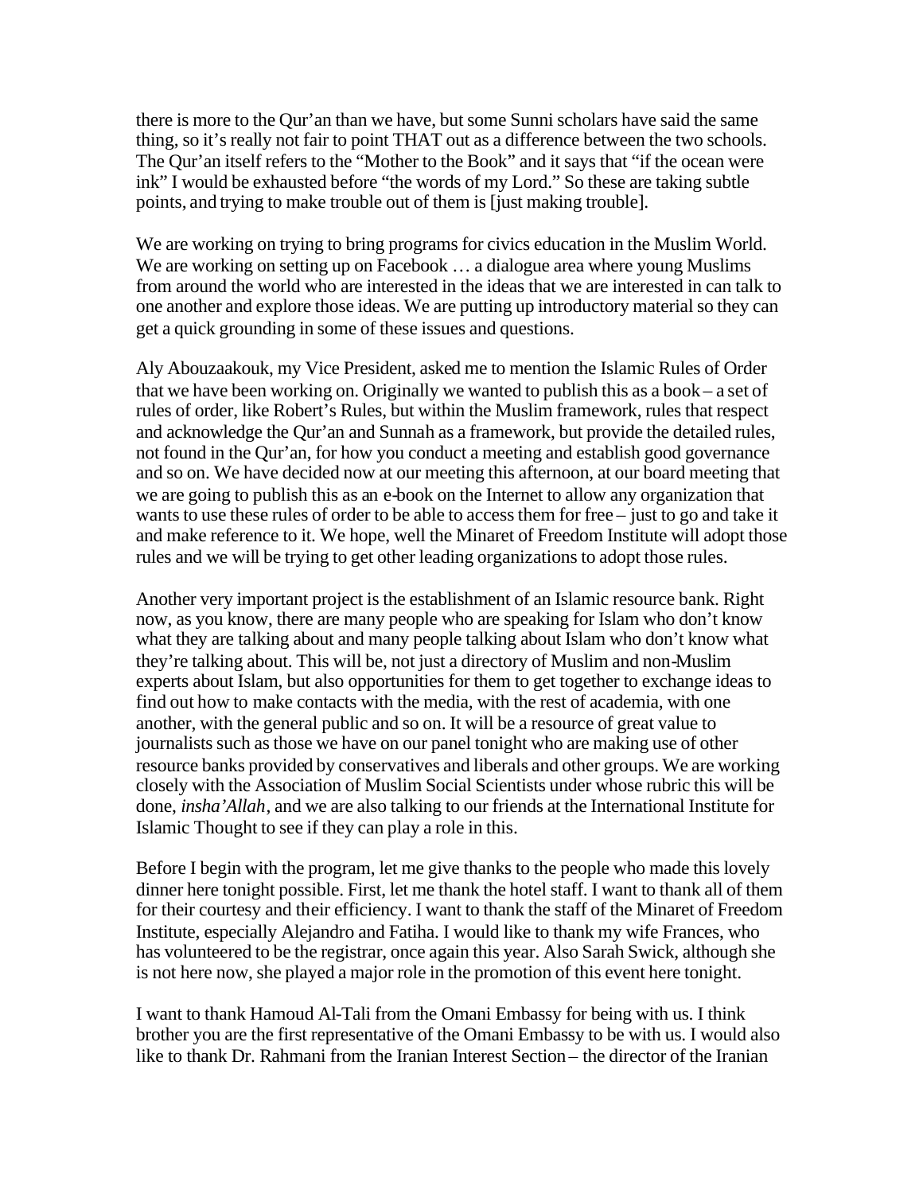there is more to the Qur'an than we have, but some Sunni scholars have said the same thing, so it's really not fair to point THAT out as a difference between the two schools. The Qur'an itself refers to the "Mother to the Book" and it says that "if the ocean were ink" I would be exhausted before "the words of my Lord." So these are taking subtle points, and trying to make trouble out of them is [just making trouble].

We are working on trying to bring programs for civics education in the Muslim World. We are working on setting up on Facebook … a dialogue area where young Muslims from around the world who are interested in the ideas that we are interested in can talk to one another and explore those ideas. We are putting up introductory material so they can get a quick grounding in some of these issues and questions.

Aly Abouzaakouk, my Vice President, asked me to mention the Islamic Rules of Order that we have been working on. Originally we wanted to publish this as a book – a set of rules of order, like Robert's Rules, but within the Muslim framework, rules that respect and acknowledge the Qur'an and Sunnah as a framework, but provide the detailed rules, not found in the Qur'an, for how you conduct a meeting and establish good governance and so on. We have decided now at our meeting this afternoon, at our board meeting that we are going to publish this as an e-book on the Internet to allow any organization that wants to use these rules of order to be able to access them for free – just to go and take it and make reference to it. We hope, well the Minaret of Freedom Institute will adopt those rules and we will be trying to get other leading organizations to adopt those rules.

Another very important project is the establishment of an Islamic resource bank. Right now, as you know, there are many people who are speaking for Islam who don't know what they are talking about and many people talking about Islam who don't know what they're talking about. This will be, not just a directory of Muslim and non-Muslim experts about Islam, but also opportunities for them to get together to exchange ideas to find out how to make contacts with the media, with the rest of academia, with one another, with the general public and so on. It will be a resource of great value to journalists such as those we have on our panel tonight who are making use of other resource banks provided by conservatives and liberals and other groups. We are working closely with the Association of Muslim Social Scientists under whose rubric this will be done, *insha'Allah*, and we are also talking to our friends at the International Institute for Islamic Thought to see if they can play a role in this.

Before I begin with the program, let me give thanks to the people who made this lovely dinner here tonight possible. First, let me thank the hotel staff. I want to thank all of them for their courtesy and their efficiency. I want to thank the staff of the Minaret of Freedom Institute, especially Alejandro and Fatiha. I would like to thank my wife Frances, who has volunteered to be the registrar, once again this year. Also Sarah Swick, although she is not here now, she played a major role in the promotion of this event here tonight.

I want to thank Hamoud Al-Tali from the Omani Embassy for being with us. I think brother you are the first representative of the Omani Embassy to be with us. I would also like to thank Dr. Rahmani from the Iranian Interest Section – the director of the Iranian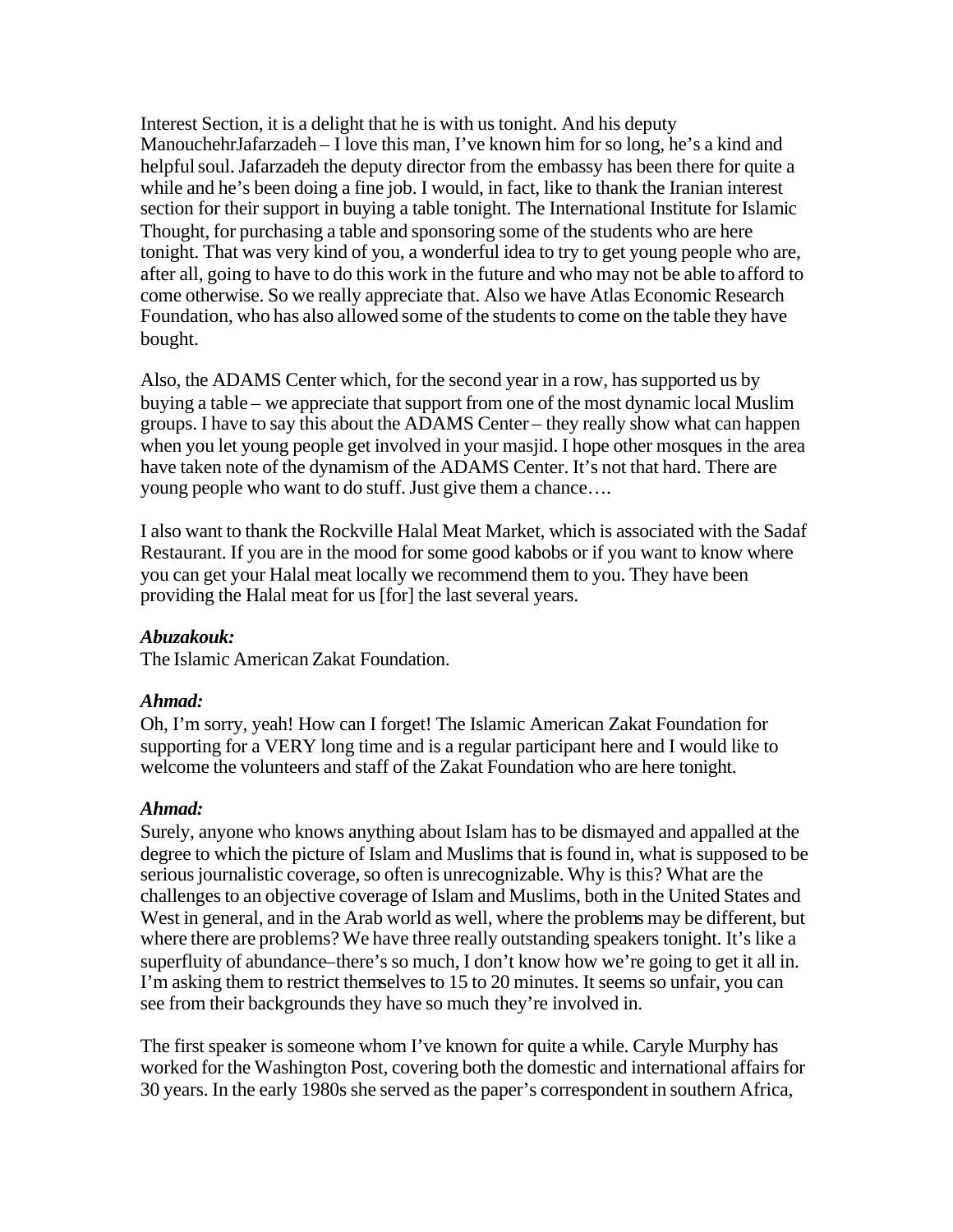Interest Section, it is a delight that he is with us tonight. And his deputy ManouchehrJafarzadeh – I love this man, I've known him for so long, he's a kind and helpful soul. Jafarzadeh the deputy director from the embassy has been there for quite a while and he's been doing a fine job. I would, in fact, like to thank the Iranian interest section for their support in buying a table tonight. The International Institute for Islamic Thought, for purchasing a table and sponsoring some of the students who are here tonight. That was very kind of you, a wonderful idea to try to get young people who are, after all, going to have to do this work in the future and who may not be able to afford to come otherwise. So we really appreciate that. Also we have Atlas Economic Research Foundation, who has also allowed some of the students to come on the table they have bought.

Also, the ADAMS Center which, for the second year in a row, has supported us by buying a table – we appreciate that support from one of the most dynamic local Muslim groups. I have to say this about the ADAMS Center – they really show what can happen when you let young people get involved in your masjid. I hope other mosques in the area have taken note of the dynamism of the ADAMS Center. It's not that hard. There are young people who want to do stuff. Just give them a chance….

I also want to thank the Rockville Halal Meat Market, which is associated with the Sadaf Restaurant. If you are in the mood for some good kabobs or if you want to know where you can get your Halal meat locally we recommend them to you. They have been providing the Halal meat for us [for] the last several years.

***Abuzakouk:***
The Islamic American Zakat Foundation.

***Ahmad:***
Oh, I'm sorry, yeah! How can I forget! The Islamic American Zakat Foundation for supporting for a VERY long time and is a regular participant here and I would like to welcome the volunteers and staff of the Zakat Foundation who are here tonight.

***Ahmad:***
Surely, anyone who knows anything about Islam has to be dismayed and appalled at the degree to which the picture of Islam and Muslims that is found in, what is supposed to be serious journalistic coverage, so often is unrecognizable. Why is this? What are the challenges to an objective coverage of Islam and Muslims, both in the United States and West in general, and in the Arab world as well, where the problems may be different, but where there are problems? We have three really outstanding speakers tonight. It's like a superfluity of abundance–there's so much, I don't know how we're going to get it all in. I'm asking them to restrict themselves to 15 to 20 minutes. It seems so unfair, you can see from their backgrounds they have so much they're involved in.

The first speaker is someone whom I've known for quite a while. Caryle Murphy has worked for the Washington Post, covering both the domestic and international affairs for 30 years. In the early 1980s she served as the paper's correspondent in southern Africa,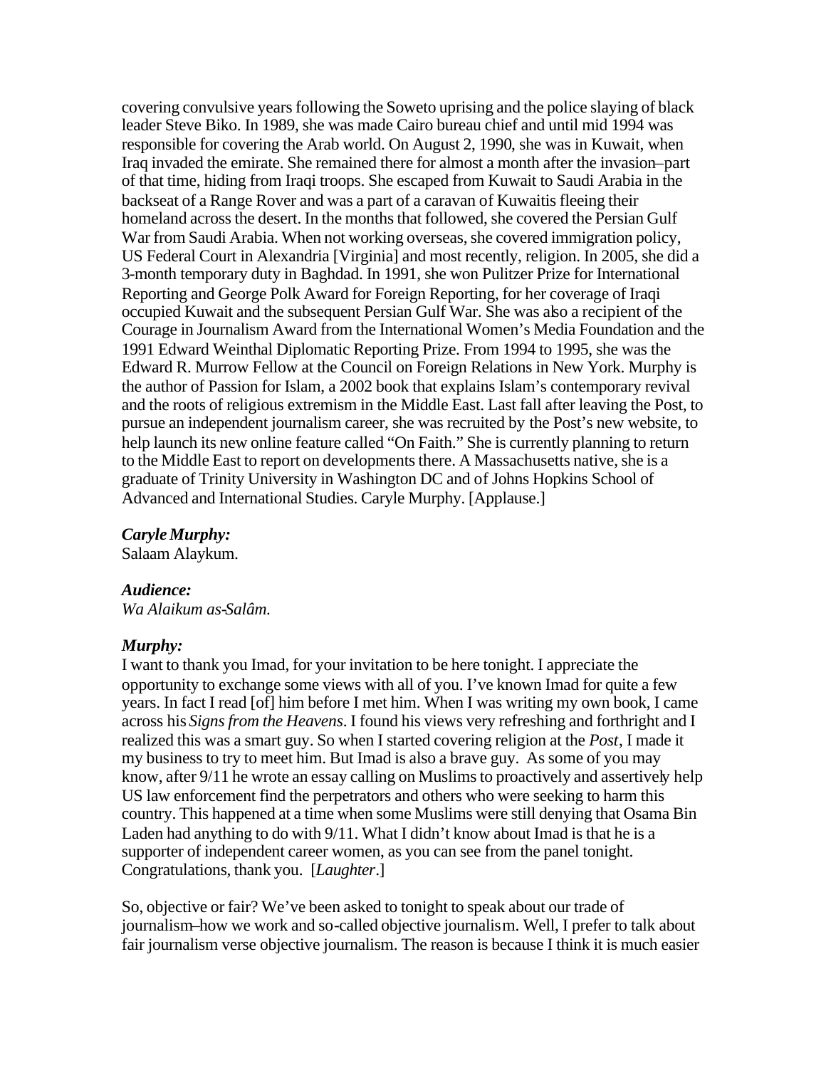covering convulsive years following the Soweto uprising and the police slaying of black leader Steve Biko. In 1989, she was made Cairo bureau chief and until mid 1994 was responsible for covering the Arab world. On August 2, 1990, she was in Kuwait, when Iraq invaded the emirate. She remained there for almost a month after the invasion–part of that time, hiding from Iraqi troops. She escaped from Kuwait to Saudi Arabia in the backseat of a Range Rover and was a part of a caravan of Kuwaitis fleeing their homeland across the desert. In the months that followed, she covered the Persian Gulf War from Saudi Arabia. When not working overseas, she covered immigration policy, US Federal Court in Alexandria [Virginia] and most recently, religion. In 2005, she did a 3-month temporary duty in Baghdad. In 1991, she won Pulitzer Prize for International Reporting and George Polk Award for Foreign Reporting, for her coverage of Iraqi occupied Kuwait and the subsequent Persian Gulf War. She was also a recipient of the Courage in Journalism Award from the International Women's Media Foundation and the 1991 Edward Weinthal Diplomatic Reporting Prize. From 1994 to 1995, she was the Edward R. Murrow Fellow at the Council on Foreign Relations in New York. Murphy is the author of Passion for Islam, a 2002 book that explains Islam's contemporary revival and the roots of religious extremism in the Middle East. Last fall after leaving the Post, to pursue an independent journalism career, she was recruited by the Post's new website, to help launch its new online feature called "On Faith." She is currently planning to return to the Middle East to report on developments there. A Massachusetts native, she is a graduate of Trinity University in Washington DC and of Johns Hopkins School of Advanced and International Studies. Caryle Murphy. [Applause.]

***Caryle Murphy:***
Salaam Alaykum.

***Audience:***
*Wa Alaikum as-Salâm.*

***Murphy:***
I want to thank you Imad, for your invitation to be here tonight. I appreciate the opportunity to exchange some views with all of you. I've known Imad for quite a few years. In fact I read [of] him before I met him. When I was writing my own book, I came across his *Signs from the Heavens*. I found his views very refreshing and forthright and I realized this was a smart guy. So when I started covering religion at the *Post*, I made it my business to try to meet him. But Imad is also a brave guy. As some of you may know, after 9/11 he wrote an essay calling on Muslims to proactively and assertively help US law enforcement find the perpetrators and others who were seeking to harm this country. This happened at a time when some Muslims were still denying that Osama Bin Laden had anything to do with 9/11. What I didn't know about Imad is that he is a supporter of independent career women, as you can see from the panel tonight. Congratulations, thank you. [*Laughter*.]

So, objective or fair? We've been asked to tonight to speak about our trade of journalism–how we work and so-called objective journalism. Well, I prefer to talk about fair journalism verse objective journalism. The reason is because I think it is much easier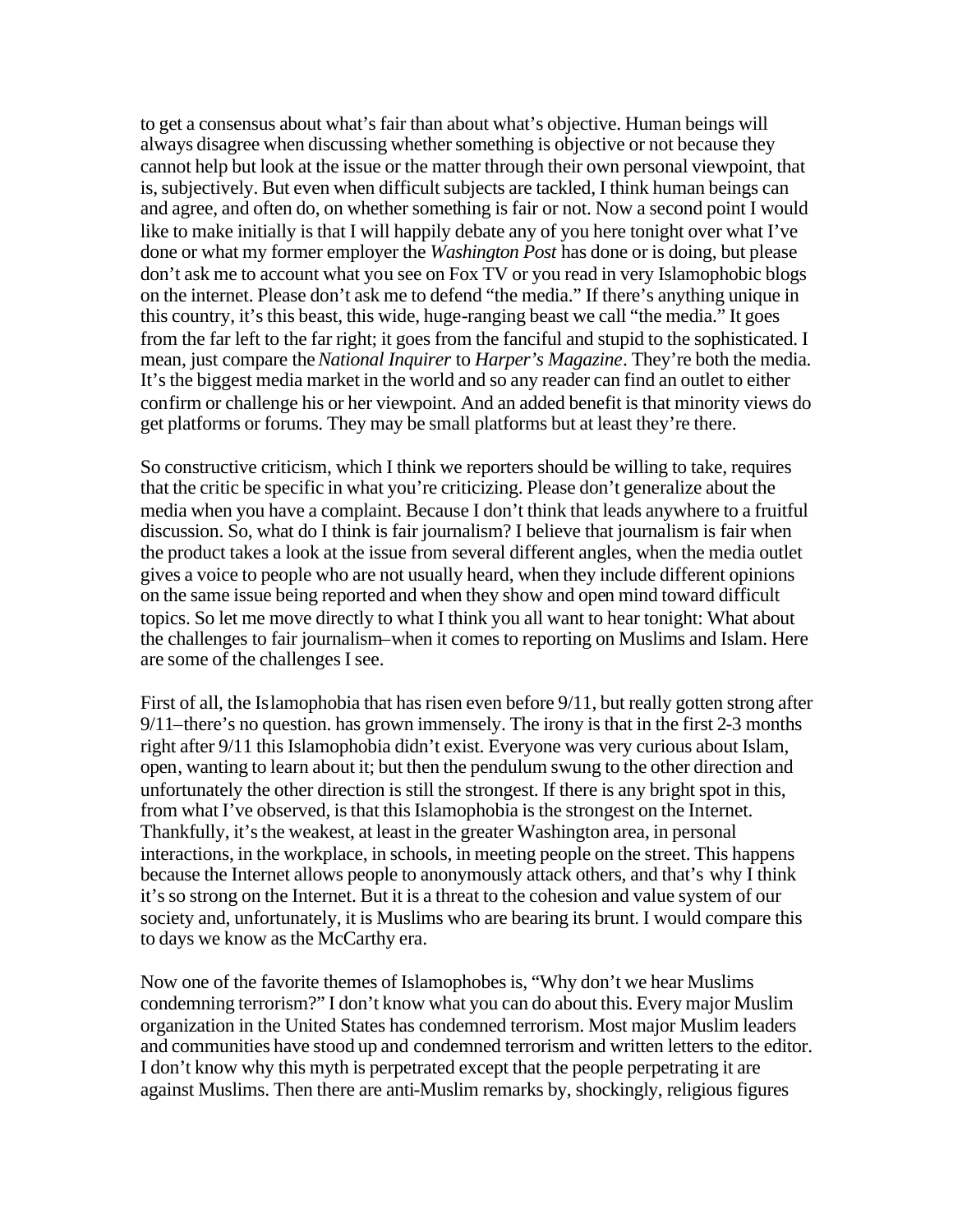to get a consensus about what's fair than about what's objective. Human beings will always disagree when discussing whether something is objective or not because they cannot help but look at the issue or the matter through their own personal viewpoint, that is, subjectively. But even when difficult subjects are tackled, I think human beings can and agree, and often do, on whether something is fair or not. Now a second point I would like to make initially is that I will happily debate any of you here tonight over what I've done or what my former employer the *Washington Post* has done or is doing, but please don't ask me to account what you see on Fox TV or you read in very Islamophobic blogs on the internet. Please don't ask me to defend "the media." If there's anything unique in this country, it's this beast, this wide, huge-ranging beast we call "the media." It goes from the far left to the far right; it goes from the fanciful and stupid to the sophisticated. I mean, just compare the *National Inquirer* to *Harper's Magazine*. They're both the media. It's the biggest media market in the world and so any reader can find an outlet to either confirm or challenge his or her viewpoint. And an added benefit is that minority views do get platforms or forums. They may be small platforms but at least they're there.

So constructive criticism, which I think we reporters should be willing to take, requires that the critic be specific in what you're criticizing. Please don't generalize about the media when you have a complaint. Because I don't think that leads anywhere to a fruitful discussion. So, what do I think is fair journalism? I believe that journalism is fair when the product takes a look at the issue from several different angles, when the media outlet gives a voice to people who are not usually heard, when they include different opinions on the same issue being reported and when they show and open mind toward difficult topics. So let me move directly to what I think you all want to hear tonight: What about the challenges to fair journalism–when it comes to reporting on Muslims and Islam. Here are some of the challenges I see.

First of all, the Islamophobia that has risen even before 9/11, but really gotten strong after 9/11–there's no question. has grown immensely. The irony is that in the first 2-3 months right after 9/11 this Islamophobia didn't exist. Everyone was very curious about Islam, open, wanting to learn about it; but then the pendulum swung to the other direction and unfortunately the other direction is still the strongest. If there is any bright spot in this, from what I've observed, is that this Islamophobia is the strongest on the Internet. Thankfully, it's the weakest, at least in the greater Washington area, in personal interactions, in the workplace, in schools, in meeting people on the street. This happens because the Internet allows people to anonymously attack others, and that's why I think it's so strong on the Internet. But it is a threat to the cohesion and value system of our society and, unfortunately, it is Muslims who are bearing its brunt. I would compare this to days we know as the McCarthy era.

Now one of the favorite themes of Islamophobes is, "Why don't we hear Muslims condemning terrorism?" I don't know what you can do about this. Every major Muslim organization in the United States has condemned terrorism. Most major Muslim leaders and communities have stood up and condemned terrorism and written letters to the editor. I don't know why this myth is perpetrated except that the people perpetrating it are against Muslims. Then there are anti-Muslim remarks by, shockingly, religious figures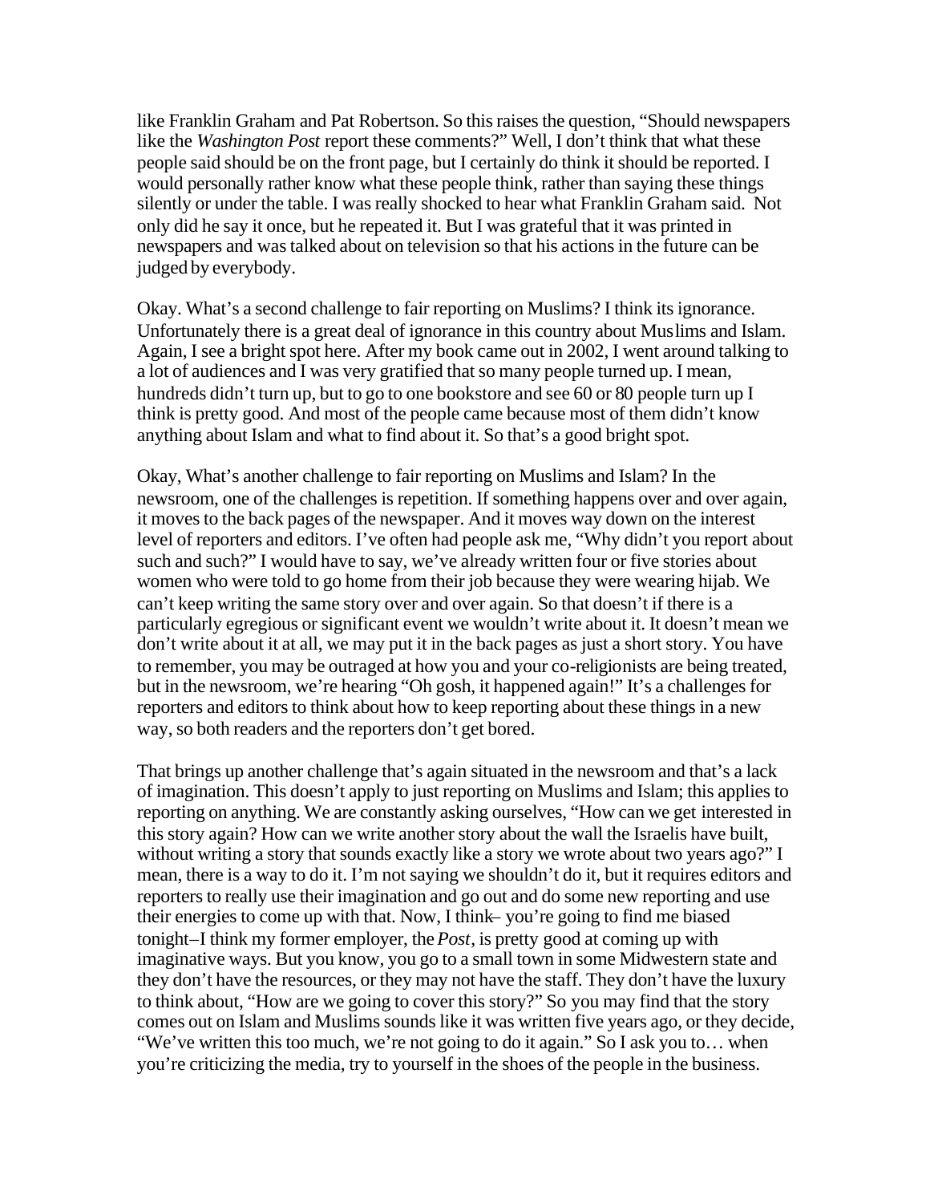like Franklin Graham and Pat Robertson. So this raises the question, "Should newspapers like the *Washington Post* report these comments?" Well, I don't think that what these people said should be on the front page, but I certainly do think it should be reported. I would personally rather know what these people think, rather than saying these things silently or under the table. I was really shocked to hear what Franklin Graham said. Not only did he say it once, but he repeated it. But I was grateful that it was printed in newspapers and was talked about on television so that his actions in the future can be judged by everybody.

Okay. What's a second challenge to fair reporting on Muslims? I think its ignorance. Unfortunately there is a great deal of ignorance in this country about Muslims and Islam. Again, I see a bright spot here. After my book came out in 2002, I went around talking to a lot of audiences and I was very gratified that so many people turned up. I mean, hundreds didn't turn up, but to go to one bookstore and see 60 or 80 people turn up I think is pretty good. And most of the people came because most of them didn't know anything about Islam and what to find about it. So that's a good bright spot.

Okay, What's another challenge to fair reporting on Muslims and Islam? In the newsroom, one of the challenges is repetition. If something happens over and over again, it moves to the back pages of the newspaper. And it moves way down on the interest level of reporters and editors. I've often had people ask me, "Why didn't you report about such and such?" I would have to say, we've already written four or five stories about women who were told to go home from their job because they were wearing hijab. We can't keep writing the same story over and over again. So that doesn't if there is a particularly egregious or significant event we wouldn't write about it. It doesn't mean we don't write about it at all, we may put it in the back pages as just a short story. You have to remember, you may be outraged at how you and your co-religionists are being treated, but in the newsroom, we're hearing "Oh gosh, it happened again!" It's a challenges for reporters and editors to think about how to keep reporting about these things in a new way, so both readers and the reporters don't get bored.

That brings up another challenge that's again situated in the newsroom and that's a lack of imagination. This doesn't apply to just reporting on Muslims and Islam; this applies to reporting on anything. We are constantly asking ourselves, "How can we get interested in this story again? How can we write another story about the wall the Israelis have built, without writing a story that sounds exactly like a story we wrote about two years ago?" I mean, there is a way to do it. I'm not saying we shouldn't do it, but it requires editors and reporters to really use their imagination and go out and do some new reporting and use their energies to come up with that. Now, I think– you're going to find me biased tonight–I think my former employer, the *Post*, is pretty good at coming up with imaginative ways. But you know, you go to a small town in some Midwestern state and they don't have the resources, or they may not have the staff. They don't have the luxury to think about, "How are we going to cover this story?" So you may find that the story comes out on Islam and Muslims sounds like it was written five years ago, or they decide, "We've written this too much, we're not going to do it again." So I ask you to… when you're criticizing the media, try to yourself in the shoes of the people in the business.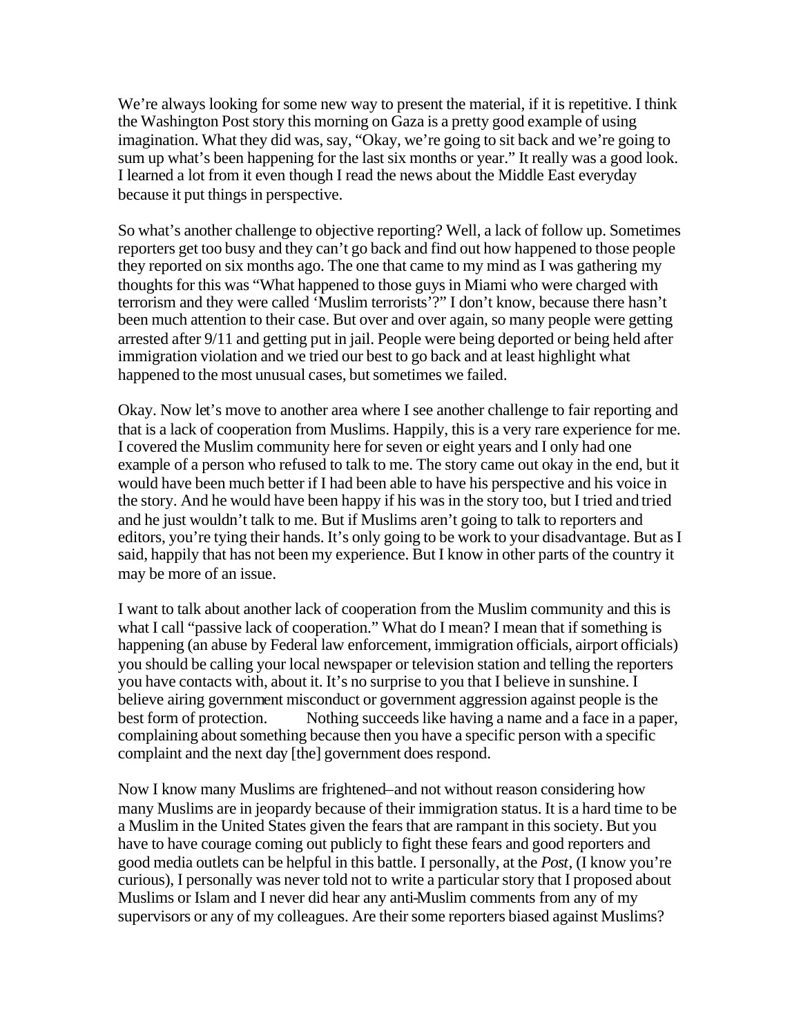We're always looking for some new way to present the material, if it is repetitive. I think the Washington Post story this morning on Gaza is a pretty good example of using imagination. What they did was, say, "Okay, we're going to sit back and we're going to sum up what's been happening for the last six months or year." It really was a good look. I learned a lot from it even though I read the news about the Middle East everyday because it put things in perspective.

So what's another challenge to objective reporting? Well, a lack of follow up. Sometimes reporters get too busy and they can't go back and find out how happened to those people they reported on six months ago. The one that came to my mind as I was gathering my thoughts for this was "What happened to those guys in Miami who were charged with terrorism and they were called 'Muslim terrorists'?" I don't know, because there hasn't been much attention to their case. But over and over again, so many people were getting arrested after 9/11 and getting put in jail. People were being deported or being held after immigration violation and we tried our best to go back and at least highlight what happened to the most unusual cases, but sometimes we failed.

Okay. Now let's move to another area where I see another challenge to fair reporting and that is a lack of cooperation from Muslims. Happily, this is a very rare experience for me. I covered the Muslim community here for seven or eight years and I only had one example of a person who refused to talk to me. The story came out okay in the end, but it would have been much better if I had been able to have his perspective and his voice in the story. And he would have been happy if his was in the story too, but I tried and tried and he just wouldn't talk to me. But if Muslims aren't going to talk to reporters and editors, you're tying their hands. It's only going to be work to your disadvantage. But as I said, happily that has not been my experience. But I know in other parts of the country it may be more of an issue.

I want to talk about another lack of cooperation from the Muslim community and this is what I call "passive lack of cooperation." What do I mean? I mean that if something is happening (an abuse by Federal law enforcement, immigration officials, airport officials) you should be calling your local newspaper or television station and telling the reporters you have contacts with, about it. It's no surprise to you that I believe in sunshine. I believe airing government misconduct or government aggression against people is the best form of protection. Nothing succeeds like having a name and a face in a paper, complaining about something because then you have a specific person with a specific complaint and the next day [the] government does respond.

Now I know many Muslims are frightened–and not without reason considering how many Muslims are in jeopardy because of their immigration status. It is a hard time to be a Muslim in the United States given the fears that are rampant in this society. But you have to have courage coming out publicly to fight these fears and good reporters and good media outlets can be helpful in this battle. I personally, at the *Post*, (I know you're curious), I personally was never told not to write a particular story that I proposed about Muslims or Islam and I never did hear any anti-Muslim comments from any of my supervisors or any of my colleagues. Are their some reporters biased against Muslims?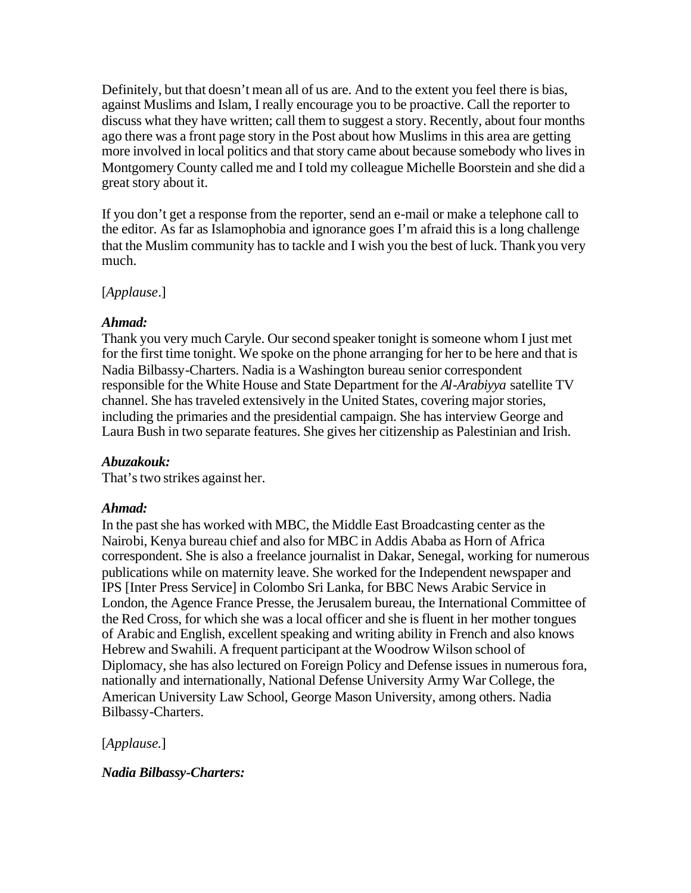Definitely, but that doesn't mean all of us are. And to the extent you feel there is bias, against Muslims and Islam, I really encourage you to be proactive. Call the reporter to discuss what they have written; call them to suggest a story. Recently, about four months ago there was a front page story in the Post about how Muslims in this area are getting more involved in local politics and that story came about because somebody who lives in Montgomery County called me and I told my colleague Michelle Boorstein and she did a great story about it.

If you don't get a response from the reporter, send an e-mail or make a telephone call to the editor. As far as Islamophobia and ignorance goes I'm afraid this is a long challenge that the Muslim community has to tackle and I wish you the best of luck. Thank you very much.

[*Applause*.]

***Ahmad:***
Thank you very much Caryle. Our second speaker tonight is someone whom I just met for the first time tonight. We spoke on the phone arranging for her to be here and that is Nadia Bilbassy-Charters. Nadia is a Washington bureau senior correspondent responsible for the White House and State Department for the *Al-Arabiyya* satellite TV channel. She has traveled extensively in the United States, covering major stories, including the primaries and the presidential campaign. She has interview George and Laura Bush in two separate features. She gives her citizenship as Palestinian and Irish.

***Abuzakouk:***
That's two strikes against her.

***Ahmad:***
In the past she has worked with MBC, the Middle East Broadcasting center as the Nairobi, Kenya bureau chief and also for MBC in Addis Ababa as Horn of Africa correspondent. She is also a freelance journalist in Dakar, Senegal, working for numerous publications while on maternity leave. She worked for the Independent newspaper and IPS [Inter Press Service] in Colombo Sri Lanka, for BBC News Arabic Service in London, the Agence France Presse, the Jerusalem bureau, the International Committee of the Red Cross, for which she was a local officer and she is fluent in her mother tongues of Arabic and English, excellent speaking and writing ability in French and also knows Hebrew and Swahili. A frequent participant at the Woodrow Wilson school of Diplomacy, she has also lectured on Foreign Policy and Defense issues in numerous fora, nationally and internationally, National Defense University Army War College, the American University Law School, George Mason University, among others. Nadia Bilbassy-Charters.

[*Applause.*]

***Nadia Bilbassy-Charters:***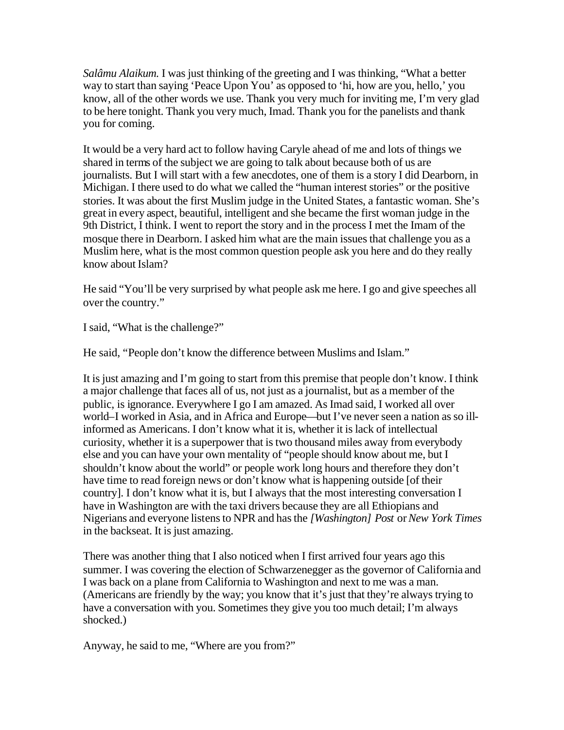*Salâmu Alaikum.* I was just thinking of the greeting and I was thinking, "What a better way to start than saying 'Peace Upon You' as opposed to 'hi, how are you, hello,' you know, all of the other words we use. Thank you very much for inviting me, I'm very glad to be here tonight. Thank you very much, Imad. Thank you for the panelists and thank you for coming.

It would be a very hard act to follow having Caryle ahead of me and lots of things we shared in terms of the subject we are going to talk about because both of us are journalists. But I will start with a few anecdotes, one of them is a story I did Dearborn, in Michigan. I there used to do what we called the "human interest stories" or the positive stories. It was about the first Muslim judge in the United States, a fantastic woman. She's great in every aspect, beautiful, intelligent and she became the first woman judge in the 9th District, I think. I went to report the story and in the process I met the Imam of the mosque there in Dearborn. I asked him what are the main issues that challenge you as a Muslim here, what is the most common question people ask you here and do they really know about Islam?

He said "You'll be very surprised by what people ask me here. I go and give speeches all over the country."

I said, "What is the challenge?"

He said, "People don't know the difference between Muslims and Islam."

It is just amazing and I'm going to start from this premise that people don't know. I think a major challenge that faces all of us, not just as a journalist, but as a member of the public, is ignorance. Everywhere I go I am amazed. As Imad said, I worked all over world–I worked in Asia, and in Africa and Europe—but I've never seen a nation as so ill-informed as Americans. I don't know what it is, whether it is lack of intellectual curiosity, whether it is a superpower that is two thousand miles away from everybody else and you can have your own mentality of "people should know about me, but I shouldn't know about the world" or people work long hours and therefore they don't have time to read foreign news or don't know what is happening outside [of their country]. I don't know what it is, but I always that the most interesting conversation I have in Washington are with the taxi drivers because they are all Ethiopians and Nigerians and everyone listens to NPR and has the *[Washington] Post* or *New York Times* in the backseat. It is just amazing.

There was another thing that I also noticed when I first arrived four years ago this summer. I was covering the election of Schwarzenegger as the governor of California and I was back on a plane from California to Washington and next to me was a man. (Americans are friendly by the way; you know that it's just that they're always trying to have a conversation with you. Sometimes they give you too much detail; I'm always shocked.)

Anyway, he said to me, "Where are you from?"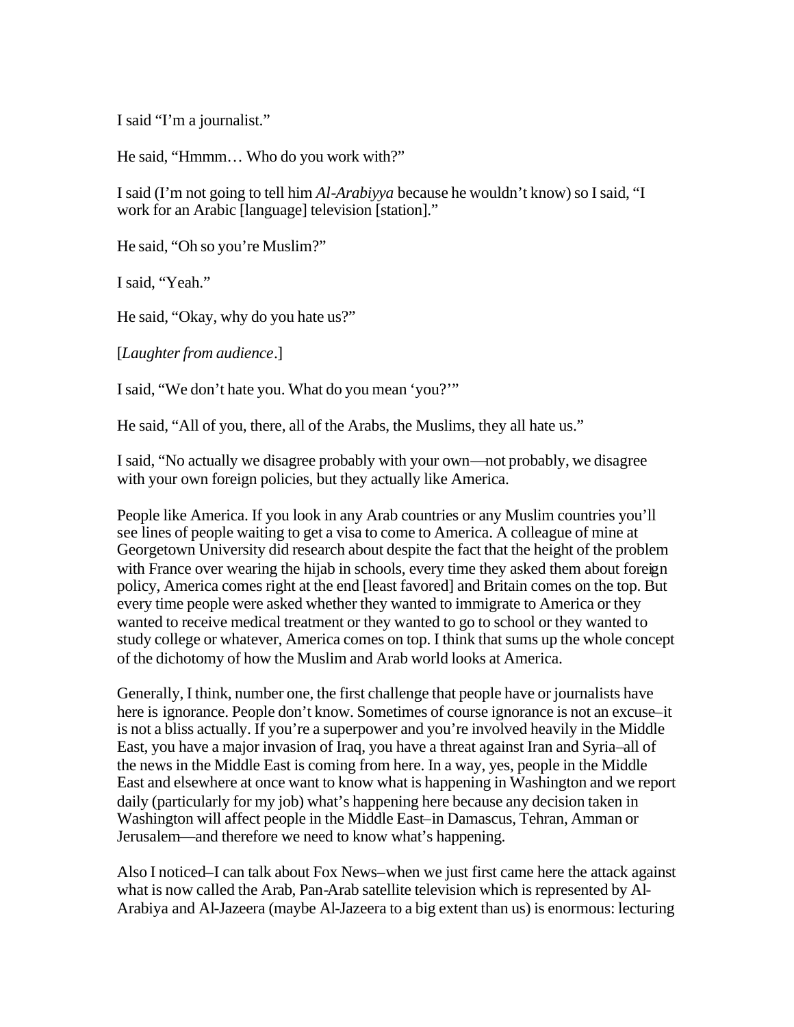I said "I'm a journalist."

He said, "Hmmm… Who do you work with?"

I said (I'm not going to tell him *Al-Arabiyya* because he wouldn't know) so I said, "I work for an Arabic [language] television [station]."

He said, "Oh so you're Muslim?"

I said, "Yeah."

He said, "Okay, why do you hate us?"

[*Laughter from audience*.]

I said, "We don't hate you. What do you mean 'you?'"

He said, "All of you, there, all of the Arabs, the Muslims, they all hate us."

I said, "No actually we disagree probably with your own—not probably, we disagree with your own foreign policies, but they actually like America.

People like America. If you look in any Arab countries or any Muslim countries you'll see lines of people waiting to get a visa to come to America. A colleague of mine at Georgetown University did research about despite the fact that the height of the problem with France over wearing the hijab in schools, every time they asked them about foreign policy, America comes right at the end [least favored] and Britain comes on the top. But every time people were asked whether they wanted to immigrate to America or they wanted to receive medical treatment or they wanted to go to school or they wanted to study college or whatever, America comes on top. I think that sums up the whole concept of the dichotomy of how the Muslim and Arab world looks at America.

Generally, I think, number one, the first challenge that people have or journalists have here is ignorance. People don't know. Sometimes of course ignorance is not an excuse–it is not a bliss actually. If you're a superpower and you're involved heavily in the Middle East, you have a major invasion of Iraq, you have a threat against Iran and Syria–all of the news in the Middle East is coming from here. In a way, yes, people in the Middle East and elsewhere at once want to know what is happening in Washington and we report daily (particularly for my job) what's happening here because any decision taken in Washington will affect people in the Middle East–in Damascus, Tehran, Amman or Jerusalem—and therefore we need to know what's happening.

Also I noticed–I can talk about Fox News–when we just first came here the attack against what is now called the Arab, Pan-Arab satellite television which is represented by Al-Arabiya and Al-Jazeera (maybe Al-Jazeera to a big extent than us) is enormous: lecturing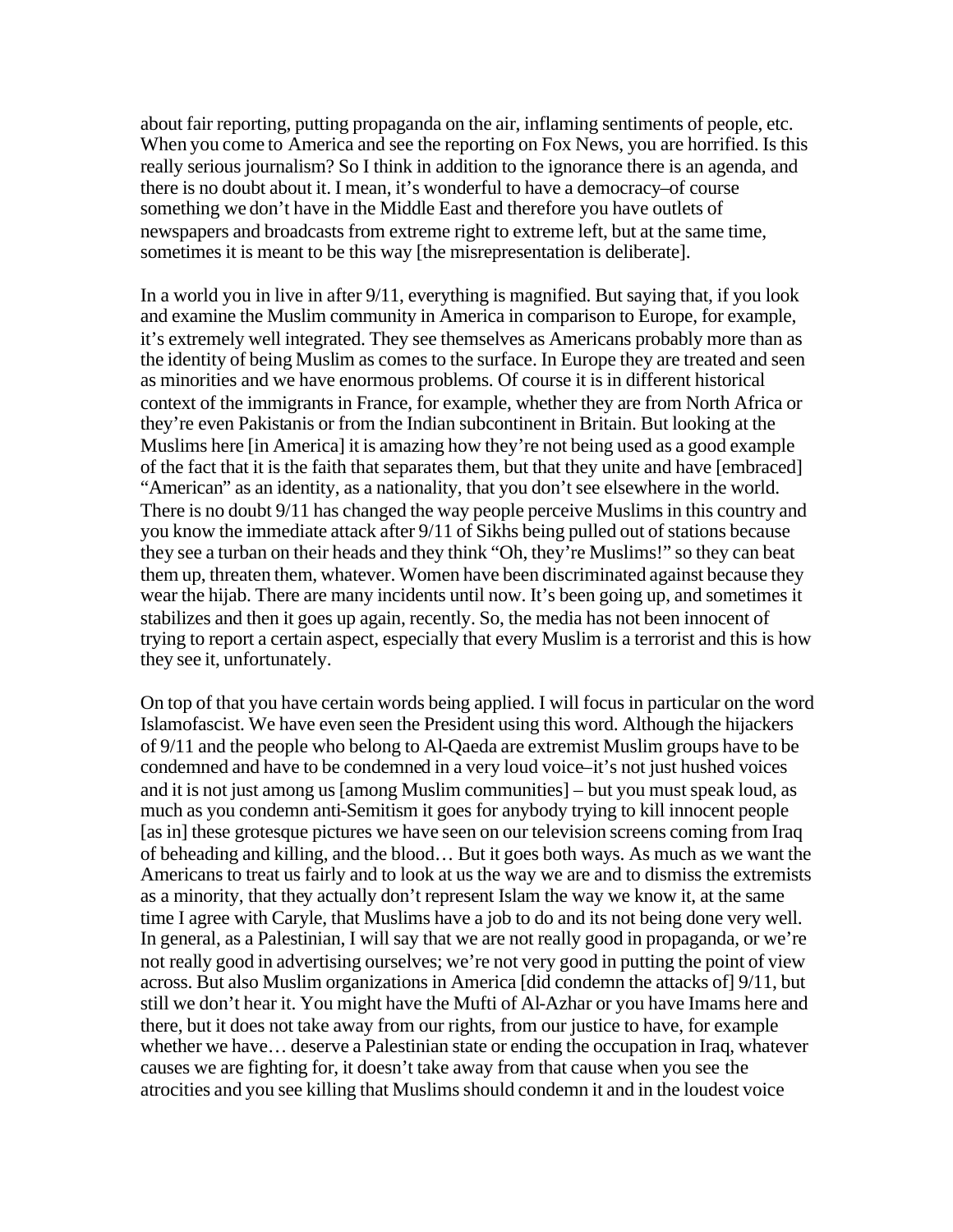about fair reporting, putting propaganda on the air, inflaming sentiments of people, etc. When you come to America and see the reporting on Fox News, you are horrified. Is this really serious journalism? So I think in addition to the ignorance there is an agenda, and there is no doubt about it. I mean, it's wonderful to have a democracy–of course something we don't have in the Middle East and therefore you have outlets of newspapers and broadcasts from extreme right to extreme left, but at the same time, sometimes it is meant to be this way [the misrepresentation is deliberate].

In a world you in live in after 9/11, everything is magnified. But saying that, if you look and examine the Muslim community in America in comparison to Europe, for example, it's extremely well integrated. They see themselves as Americans probably more than as the identity of being Muslim as comes to the surface. In Europe they are treated and seen as minorities and we have enormous problems. Of course it is in different historical context of the immigrants in France, for example, whether they are from North Africa or they're even Pakistanis or from the Indian subcontinent in Britain. But looking at the Muslims here [in America] it is amazing how they're not being used as a good example of the fact that it is the faith that separates them, but that they unite and have [embraced] "American" as an identity, as a nationality, that you don't see elsewhere in the world. There is no doubt 9/11 has changed the way people perceive Muslims in this country and you know the immediate attack after 9/11 of Sikhs being pulled out of stations because they see a turban on their heads and they think "Oh, they're Muslims!" so they can beat them up, threaten them, whatever. Women have been discriminated against because they wear the hijab. There are many incidents until now. It's been going up, and sometimes it stabilizes and then it goes up again, recently. So, the media has not been innocent of trying to report a certain aspect, especially that every Muslim is a terrorist and this is how they see it, unfortunately.

On top of that you have certain words being applied. I will focus in particular on the word Islamofascist. We have even seen the President using this word. Although the hijackers of 9/11 and the people who belong to Al-Qaeda are extremist Muslim groups have to be condemned and have to be condemned in a very loud voice–it's not just hushed voices and it is not just among us [among Muslim communities] – but you must speak loud, as much as you condemn anti-Semitism it goes for anybody trying to kill innocent people [as in] these grotesque pictures we have seen on our television screens coming from Iraq of beheading and killing, and the blood… But it goes both ways. As much as we want the Americans to treat us fairly and to look at us the way we are and to dismiss the extremists as a minority, that they actually don't represent Islam the way we know it, at the same time I agree with Caryle, that Muslims have a job to do and its not being done very well. In general, as a Palestinian, I will say that we are not really good in propaganda, or we're not really good in advertising ourselves; we're not very good in putting the point of view across. But also Muslim organizations in America [did condemn the attacks of] 9/11, but still we don't hear it. You might have the Mufti of Al-Azhar or you have Imams here and there, but it does not take away from our rights, from our justice to have, for example whether we have… deserve a Palestinian state or ending the occupation in Iraq, whatever causes we are fighting for, it doesn't take away from that cause when you see the atrocities and you see killing that Muslims should condemn it and in the loudest voice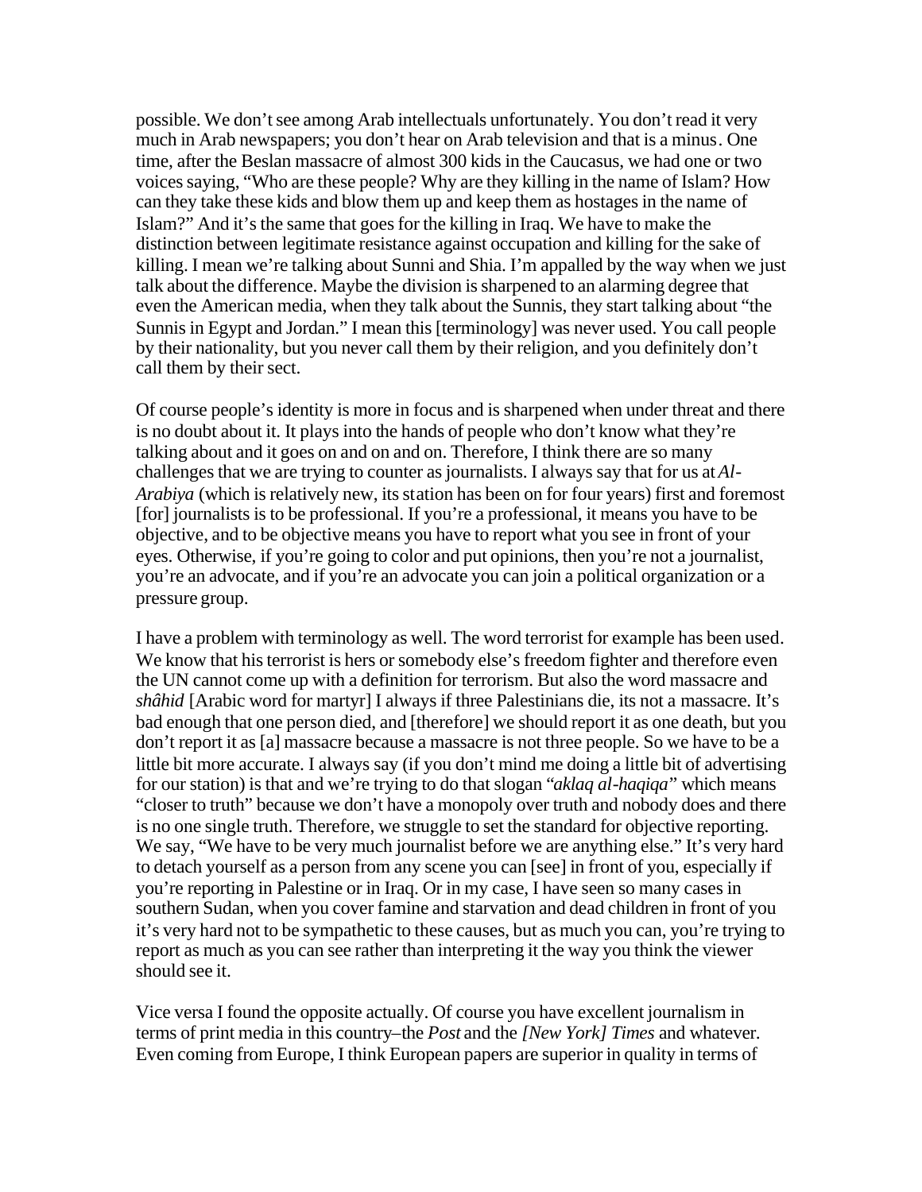possible. We don't see among Arab intellectuals unfortunately. You don't read it very much in Arab newspapers; you don't hear on Arab television and that is a minus. One time, after the Beslan massacre of almost 300 kids in the Caucasus, we had one or two voices saying, "Who are these people? Why are they killing in the name of Islam? How can they take these kids and blow them up and keep them as hostages in the name of Islam?" And it's the same that goes for the killing in Iraq. We have to make the distinction between legitimate resistance against occupation and killing for the sake of killing. I mean we're talking about Sunni and Shia. I'm appalled by the way when we just talk about the difference. Maybe the division is sharpened to an alarming degree that even the American media, when they talk about the Sunnis, they start talking about "the Sunnis in Egypt and Jordan." I mean this [terminology] was never used. You call people by their nationality, but you never call them by their religion, and you definitely don't call them by their sect.

Of course people's identity is more in focus and is sharpened when under threat and there is no doubt about it. It plays into the hands of people who don't know what they're talking about and it goes on and on and on. Therefore, I think there are so many challenges that we are trying to counter as journalists. I always say that for us at *Al-Arabiya* (which is relatively new, its station has been on for four years) first and foremost [for] journalists is to be professional. If you're a professional, it means you have to be objective, and to be objective means you have to report what you see in front of your eyes. Otherwise, if you're going to color and put opinions, then you're not a journalist, you're an advocate, and if you're an advocate you can join a political organization or a pressure group.

I have a problem with terminology as well. The word terrorist for example has been used. We know that his terrorist is hers or somebody else's freedom fighter and therefore even the UN cannot come up with a definition for terrorism. But also the word massacre and *shâhid* [Arabic word for martyr] I always if three Palestinians die, its not a massacre. It's bad enough that one person died, and [therefore] we should report it as one death, but you don't report it as [a] massacre because a massacre is not three people. So we have to be a little bit more accurate. I always say (if you don't mind me doing a little bit of advertising for our station) is that and we're trying to do that slogan "*aklaq al-haqiqa*" which means "closer to truth" because we don't have a monopoly over truth and nobody does and there is no one single truth. Therefore, we struggle to set the standard for objective reporting. We say, "We have to be very much journalist before we are anything else." It's very hard to detach yourself as a person from any scene you can [see] in front of you, especially if you're reporting in Palestine or in Iraq. Or in my case, I have seen so many cases in southern Sudan, when you cover famine and starvation and dead children in front of you it's very hard not to be sympathetic to these causes, but as much you can, you're trying to report as much as you can see rather than interpreting it the way you think the viewer should see it.

Vice versa I found the opposite actually. Of course you have excellent journalism in terms of print media in this country–the *Post* and the *[New York] Times* and whatever. Even coming from Europe, I think European papers are superior in quality in terms of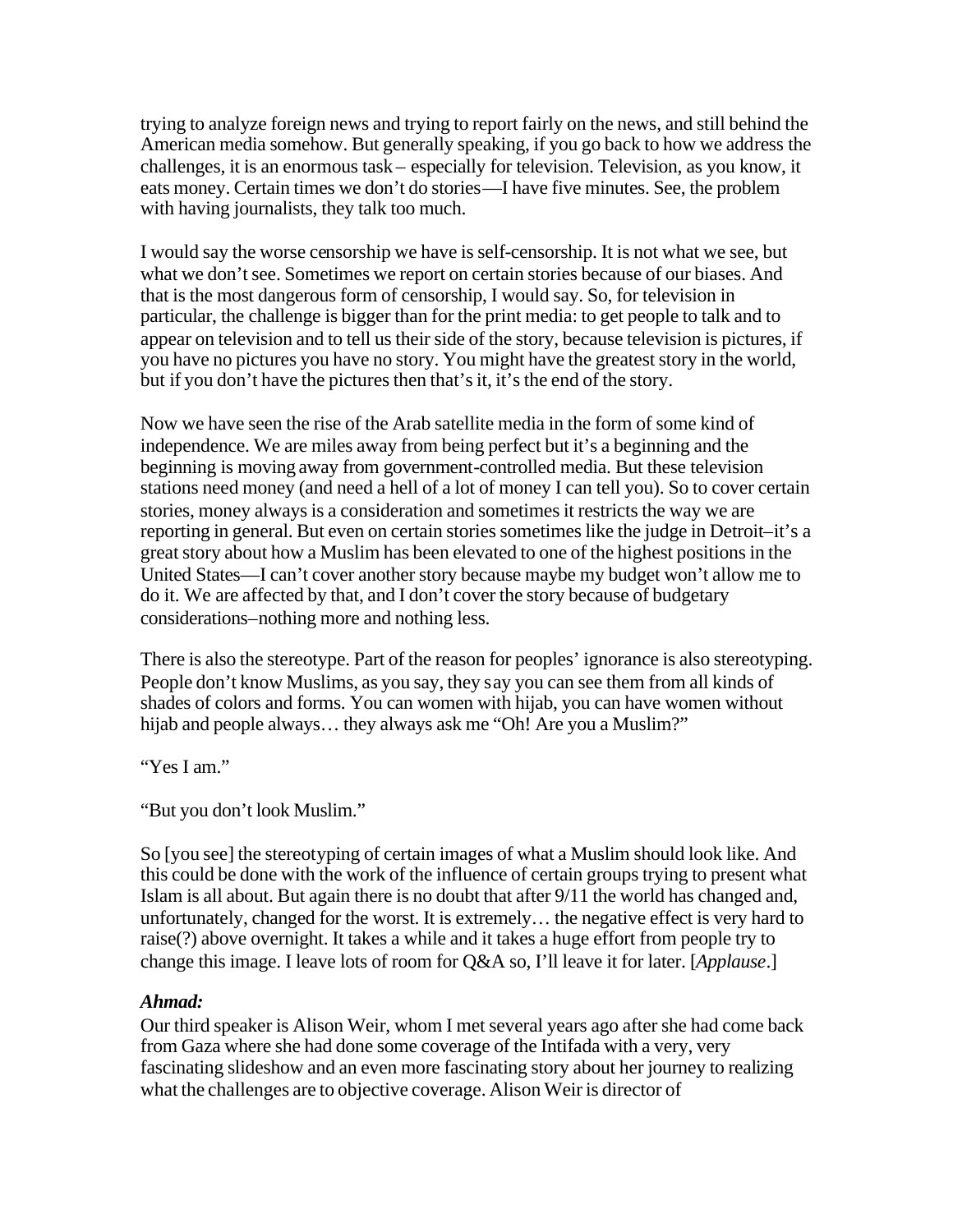trying to analyze foreign news and trying to report fairly on the news, and still behind the American media somehow. But generally speaking, if you go back to how we address the challenges, it is an enormous task – especially for television. Television, as you know, it eats money. Certain times we don't do stories—I have five minutes. See, the problem with having journalists, they talk too much.

I would say the worse censorship we have is self-censorship. It is not what we see, but what we don't see. Sometimes we report on certain stories because of our biases. And that is the most dangerous form of censorship, I would say. So, for television in particular, the challenge is bigger than for the print media: to get people to talk and to appear on television and to tell us their side of the story, because television is pictures, if you have no pictures you have no story. You might have the greatest story in the world, but if you don't have the pictures then that's it, it's the end of the story.

Now we have seen the rise of the Arab satellite media in the form of some kind of independence. We are miles away from being perfect but it's a beginning and the beginning is moving away from government-controlled media. But these television stations need money (and need a hell of a lot of money I can tell you). So to cover certain stories, money always is a consideration and sometimes it restricts the way we are reporting in general. But even on certain stories sometimes like the judge in Detroit–it's a great story about how a Muslim has been elevated to one of the highest positions in the United States—I can't cover another story because maybe my budget won't allow me to do it. We are affected by that, and I don't cover the story because of budgetary considerations–nothing more and nothing less.

There is also the stereotype. Part of the reason for peoples' ignorance is also stereotyping. People don't know Muslims, as you say, they say you can see them from all kinds of shades of colors and forms. You can women with hijab, you can have women without hijab and people always… they always ask me "Oh! Are you a Muslim?"

"Yes I am."

"But you don't look Muslim."

So [you see] the stereotyping of certain images of what a Muslim should look like. And this could be done with the work of the influence of certain groups trying to present what Islam is all about. But again there is no doubt that after 9/11 the world has changed and, unfortunately, changed for the worst. It is extremely… the negative effect is very hard to raise(?) above overnight. It takes a while and it takes a huge effort from people try to change this image. I leave lots of room for Q&A so, I'll leave it for later. [*Applause*.]

***Ahmad:***
Our third speaker is Alison Weir, whom I met several years ago after she had come back from Gaza where she had done some coverage of the Intifada with a very, very fascinating slideshow and an even more fascinating story about her journey to realizing what the challenges are to objective coverage. Alison Weir is director of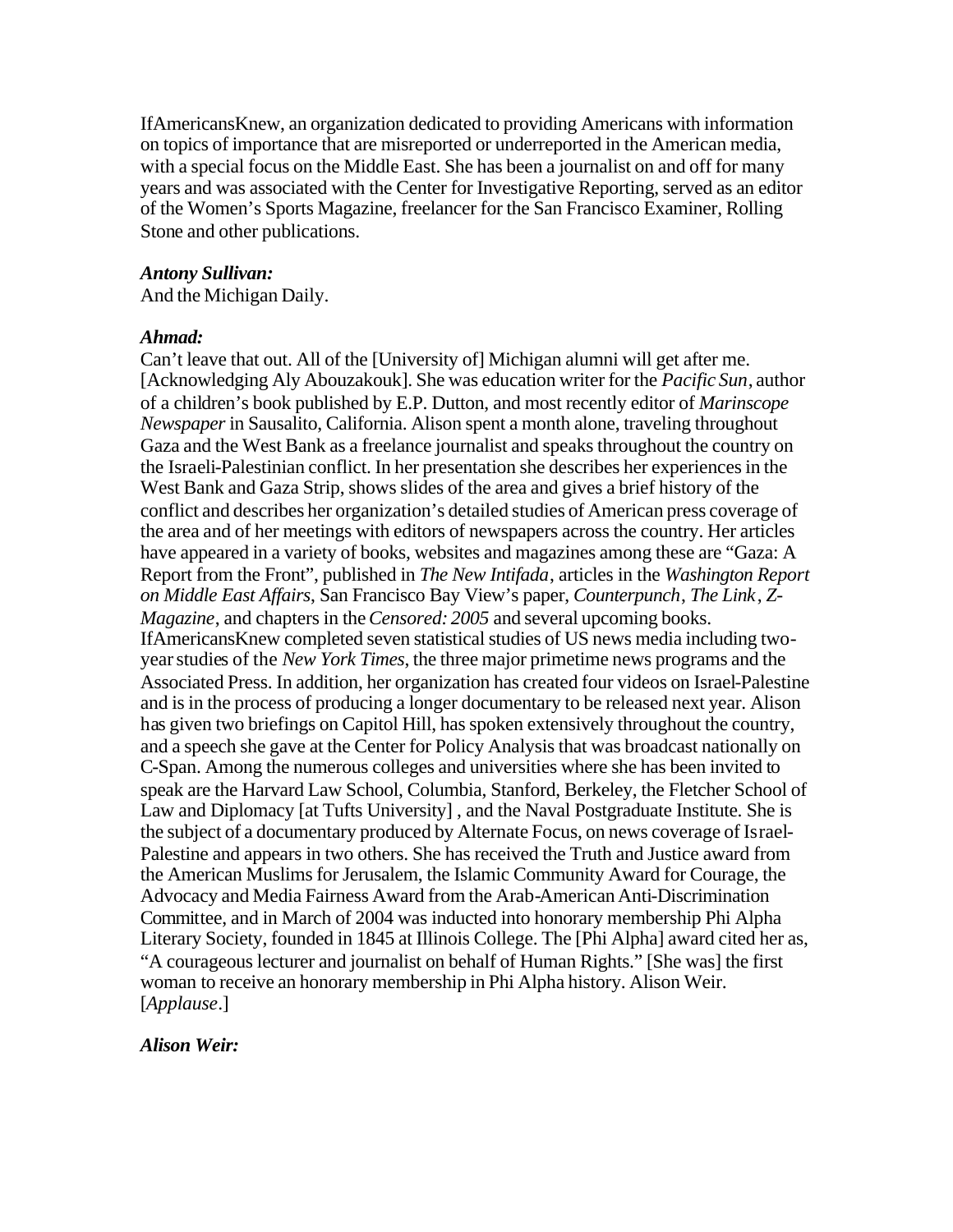IfAmericansKnew, an organization dedicated to providing Americans with information on topics of importance that are misreported or underreported in the American media, with a special focus on the Middle East. She has been a journalist on and off for many years and was associated with the Center for Investigative Reporting, served as an editor of the Women's Sports Magazine, freelancer for the San Francisco Examiner, Rolling Stone and other publications.

***Antony Sullivan:***
And the Michigan Daily.

***Ahmad:***
Can't leave that out. All of the [University of] Michigan alumni will get after me. [Acknowledging Aly Abouzakouk]. She was education writer for the *Pacific Sun*, author of a children's book published by E.P. Dutton, and most recently editor of *Marinscope Newspaper* in Sausalito, California. Alison spent a month alone, traveling throughout Gaza and the West Bank as a freelance journalist and speaks throughout the country on the Israeli-Palestinian conflict. In her presentation she describes her experiences in the West Bank and Gaza Strip, shows slides of the area and gives a brief history of the conflict and describes her organization's detailed studies of American press coverage of the area and of her meetings with editors of newspapers across the country. Her articles have appeared in a variety of books, websites and magazines among these are "Gaza: A Report from the Front", published in *The New Intifada*, articles in the *Washington Report on Middle East Affairs*, San Francisco Bay View's paper, *Counterpunch*, *The Link*, *Z-Magazine*, and chapters in the *Censored: 2005* and several upcoming books. IfAmericansKnew completed seven statistical studies of US news media including two-year studies of the *New York Times*, the three major primetime news programs and the Associated Press. In addition, her organization has created four videos on Israel-Palestine and is in the process of producing a longer documentary to be released next year. Alison has given two briefings on Capitol Hill, has spoken extensively throughout the country, and a speech she gave at the Center for Policy Analysis that was broadcast nationally on C-Span. Among the numerous colleges and universities where she has been invited to speak are the Harvard Law School, Columbia, Stanford, Berkeley, the Fletcher School of Law and Diplomacy [at Tufts University] , and the Naval Postgraduate Institute. She is the subject of a documentary produced by Alternate Focus, on news coverage of Israel-Palestine and appears in two others. She has received the Truth and Justice award from the American Muslims for Jerusalem, the Islamic Community Award for Courage, the Advocacy and Media Fairness Award from the Arab-American Anti-Discrimination Committee, and in March of 2004 was inducted into honorary membership Phi Alpha Literary Society, founded in 1845 at Illinois College. The [Phi Alpha] award cited her as, "A courageous lecturer and journalist on behalf of Human Rights." [She was] the first woman to receive an honorary membership in Phi Alpha history. Alison Weir. [*Applause*.]

***Alison Weir:***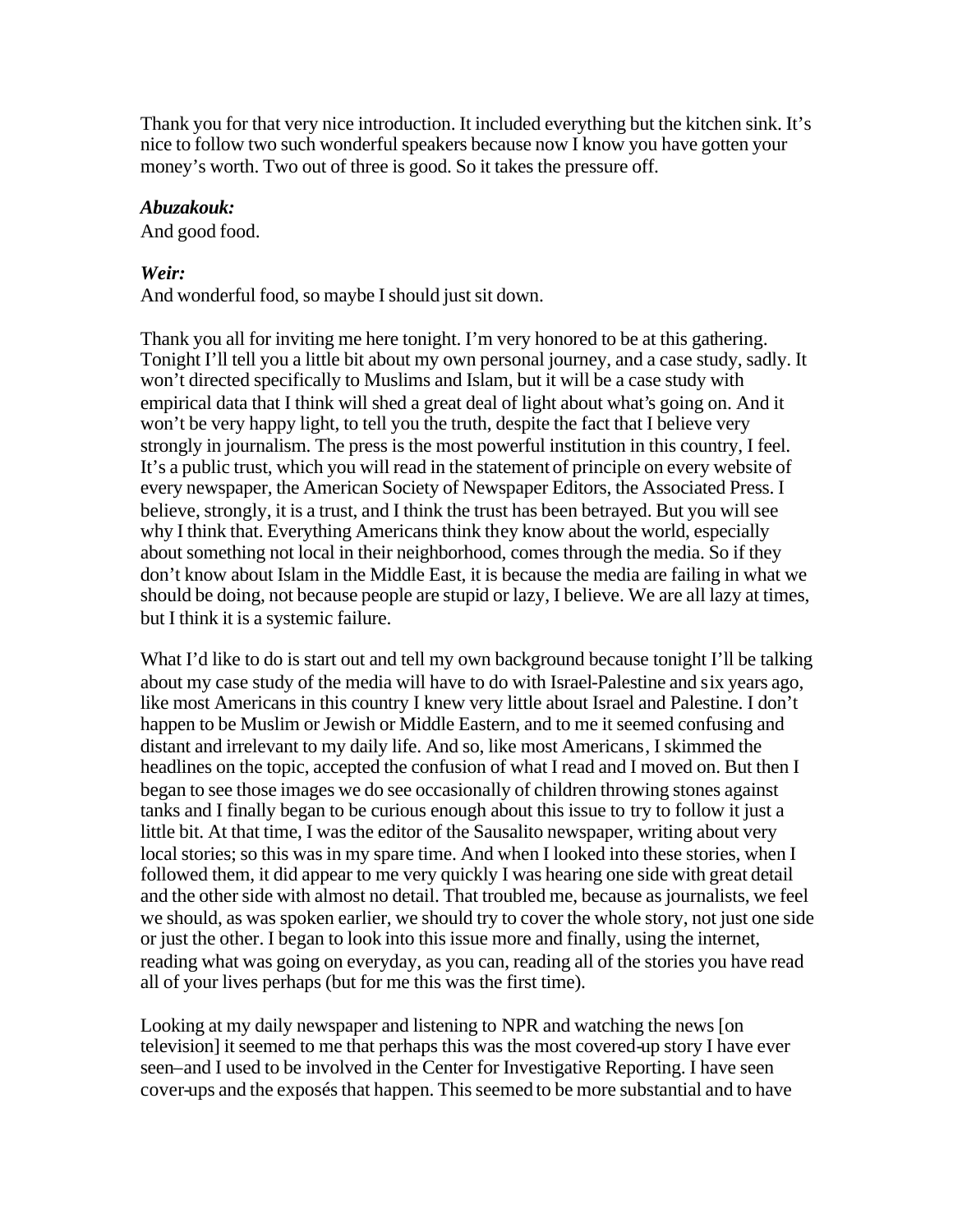Thank you for that very nice introduction. It included everything but the kitchen sink. It's nice to follow two such wonderful speakers because now I know you have gotten your money's worth. Two out of three is good. So it takes the pressure off.

***Abuzakouk:***
And good food.

***Weir:***
And wonderful food, so maybe I should just sit down.

Thank you all for inviting me here tonight. I'm very honored to be at this gathering. Tonight I'll tell you a little bit about my own personal journey, and a case study, sadly. It won't directed specifically to Muslims and Islam, but it will be a case study with empirical data that I think will shed a great deal of light about what's going on. And it won't be very happy light, to tell you the truth, despite the fact that I believe very strongly in journalism. The press is the most powerful institution in this country, I feel. It's a public trust, which you will read in the statement of principle on every website of every newspaper, the American Society of Newspaper Editors, the Associated Press. I believe, strongly, it is a trust, and I think the trust has been betrayed. But you will see why I think that. Everything Americans think they know about the world, especially about something not local in their neighborhood, comes through the media. So if they don't know about Islam in the Middle East, it is because the media are failing in what we should be doing, not because people are stupid or lazy, I believe. We are all lazy at times, but I think it is a systemic failure.

What I'd like to do is start out and tell my own background because tonight I'll be talking about my case study of the media will have to do with Israel-Palestine and six years ago, like most Americans in this country I knew very little about Israel and Palestine. I don't happen to be Muslim or Jewish or Middle Eastern, and to me it seemed confusing and distant and irrelevant to my daily life. And so, like most Americans, I skimmed the headlines on the topic, accepted the confusion of what I read and I moved on. But then I began to see those images we do see occasionally of children throwing stones against tanks and I finally began to be curious enough about this issue to try to follow it just a little bit. At that time, I was the editor of the Sausalito newspaper, writing about very local stories; so this was in my spare time. And when I looked into these stories, when I followed them, it did appear to me very quickly I was hearing one side with great detail and the other side with almost no detail. That troubled me, because as journalists, we feel we should, as was spoken earlier, we should try to cover the whole story, not just one side or just the other. I began to look into this issue more and finally, using the internet, reading what was going on everyday, as you can, reading all of the stories you have read all of your lives perhaps (but for me this was the first time).

Looking at my daily newspaper and listening to NPR and watching the news [on television] it seemed to me that perhaps this was the most covered-up story I have ever seen–and I used to be involved in the Center for Investigative Reporting. I have seen cover-ups and the exposés that happen. This seemed to be more substantial and to have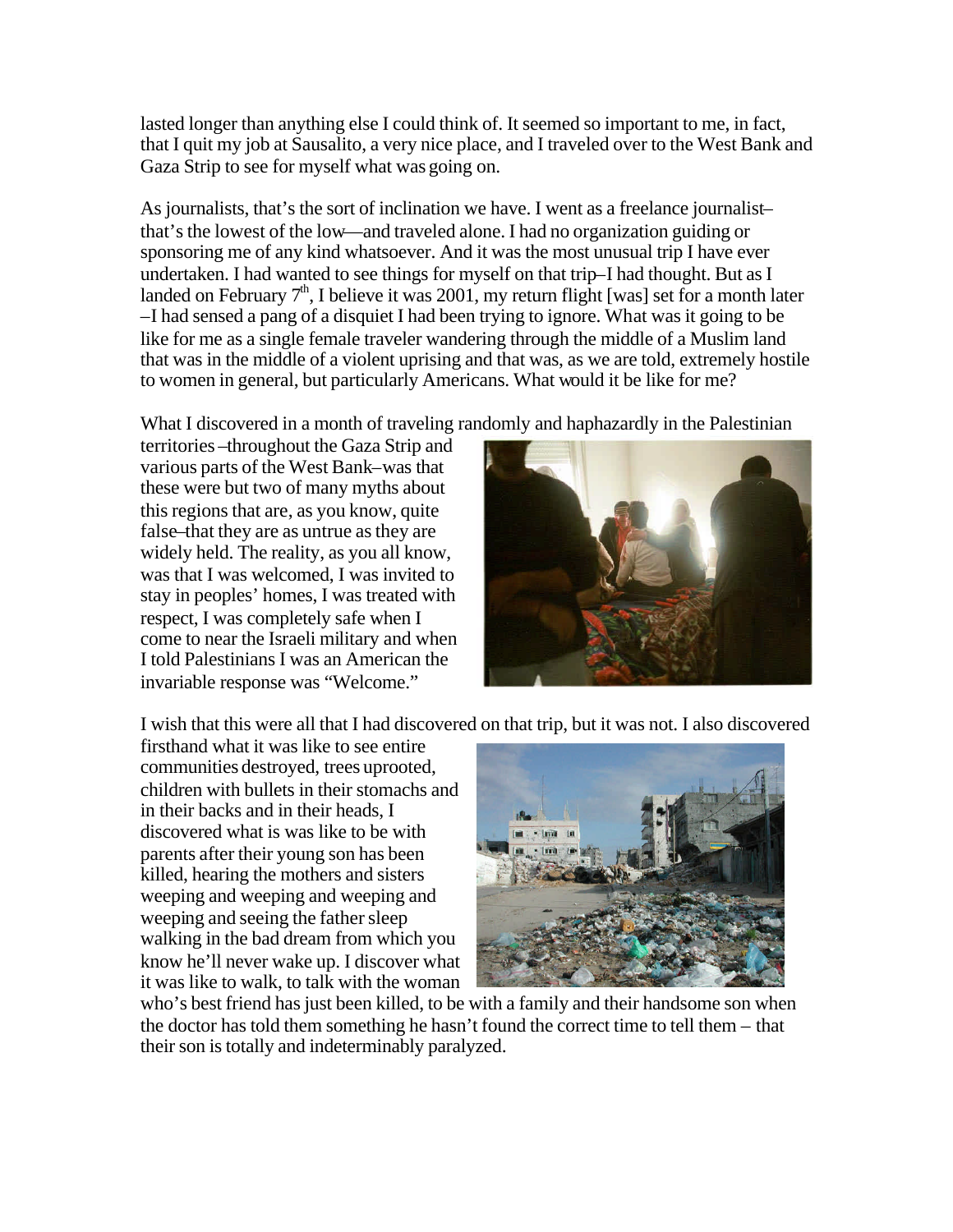lasted longer than anything else I could think of. It seemed so important to me, in fact, that I quit my job at Sausalito, a very nice place, and I traveled over to the West Bank and Gaza Strip to see for myself what was going on.

As journalists, that's the sort of inclination we have. I went as a freelance journalist– that's the lowest of the low—and traveled alone. I had no organization guiding or sponsoring me of any kind whatsoever. And it was the most unusual trip I have ever undertaken. I had wanted to see things for myself on that trip–I had thought. But as I landed on February 7th, I believe it was 2001, my return flight [was] set for a month later –I had sensed a pang of a disquiet I had been trying to ignore. What was it going to be like for me as a single female traveler wandering through the middle of a Muslim land that was in the middle of a violent uprising and that was, as we are told, extremely hostile to women in general, but particularly Americans. What would it be like for me?

What I discovered in a month of traveling randomly and haphazardly in the Palestinian territories –throughout the Gaza Strip and various parts of the West Bank–was that these were but two of many myths about this regions that are, as you know, quite false–that they are as untrue as they are widely held. The reality, as you all know, was that I was welcomed, I was invited to stay in peoples' homes, I was treated with respect, I was completely safe when I come to near the Israeli military and when I told Palestinians I was an American the invariable response was "Welcome."

I wish that this were all that I had discovered on that trip, but it was not. I also discovered firsthand what it was like to see entire communities destroyed, trees uprooted, children with bullets in their stomachs and in their backs and in their heads, I discovered what is was like to be with parents after their young son has been killed, hearing the mothers and sisters weeping and weeping and weeping and weeping and seeing the father sleep walking in the bad dream from which you know he'll never wake up. I discover what it was like to walk, to talk with the woman who's best friend has just been killed, to be with a family and their handsome son when the doctor has told them something he hasn't found the correct time to tell them – that their son is totally and indeterminably paralyzed.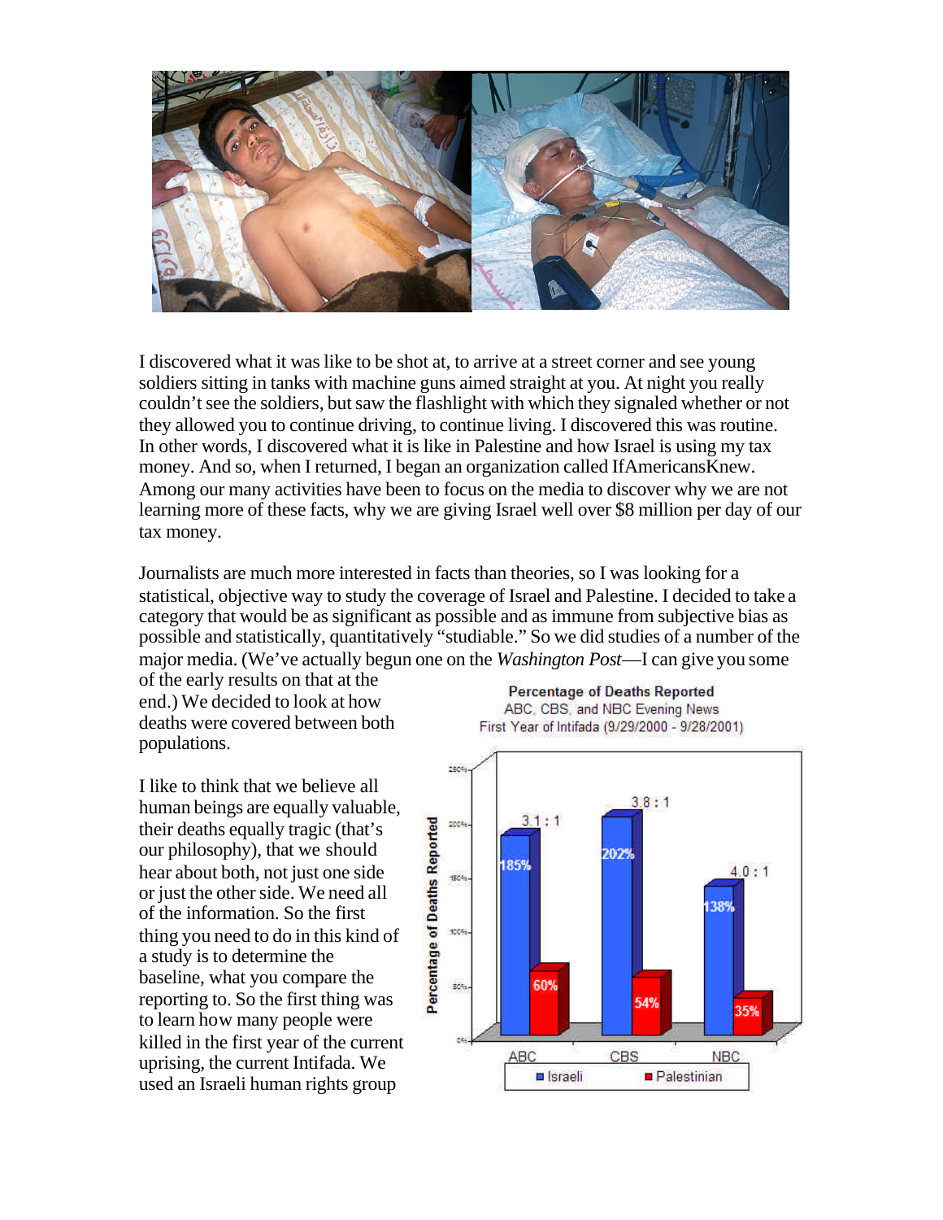I discovered what it was like to be shot at, to arrive at a street corner and see young soldiers sitting in tanks with machine guns aimed straight at you. At night you really couldn't see the soldiers, but saw the flashlight with which they signaled whether or not they allowed you to continue driving, to continue living. I discovered this was routine. In other words, I discovered what it is like in Palestine and how Israel is using my tax money. And so, when I returned, I began an organization called IfAmericansKnew. Among our many activities have been to focus on the media to discover why we are not learning more of these facts, why we are giving Israel well over $8 million per day of our tax money.

Journalists are much more interested in facts than theories, so I was looking for a statistical, objective way to study the coverage of Israel and Palestine. I decided to take a category that would be as significant as possible and as immune from subjective bias as possible and statistically, quantitatively "studiable." So we did studies of a number of the major media. (We've actually begun one on the *Washington Post*—I can give you some of the early results on that at the end.) We decided to look at how deaths were covered between both populations.

I like to think that we believe all human beings are equally valuable, their deaths equally tragic (that's our philosophy), that we should hear about both, not just one side or just the other side. We need all of the information. So the first thing you need to do in this kind of a study is to determine the baseline, what you compare the reporting to. So the first thing was to learn how many people were killed in the first year of the current uprising, the current Intifada. We used an Israeli human rights group

**Percentage of Deaths Reported**
ABC, CBS, and NBC Evening News
First Year of Intifada (9/29/2000 - 9/28/2001)

| Network | Israeli | Palestinian | Ratio |
|---|---|---|---|
| ABC | 185% | 60% | 3.1 : 1 |
| CBS | 202% | 54% | 3.8 : 1 |
| NBC | 138% | 35% | 4.0 : 1 |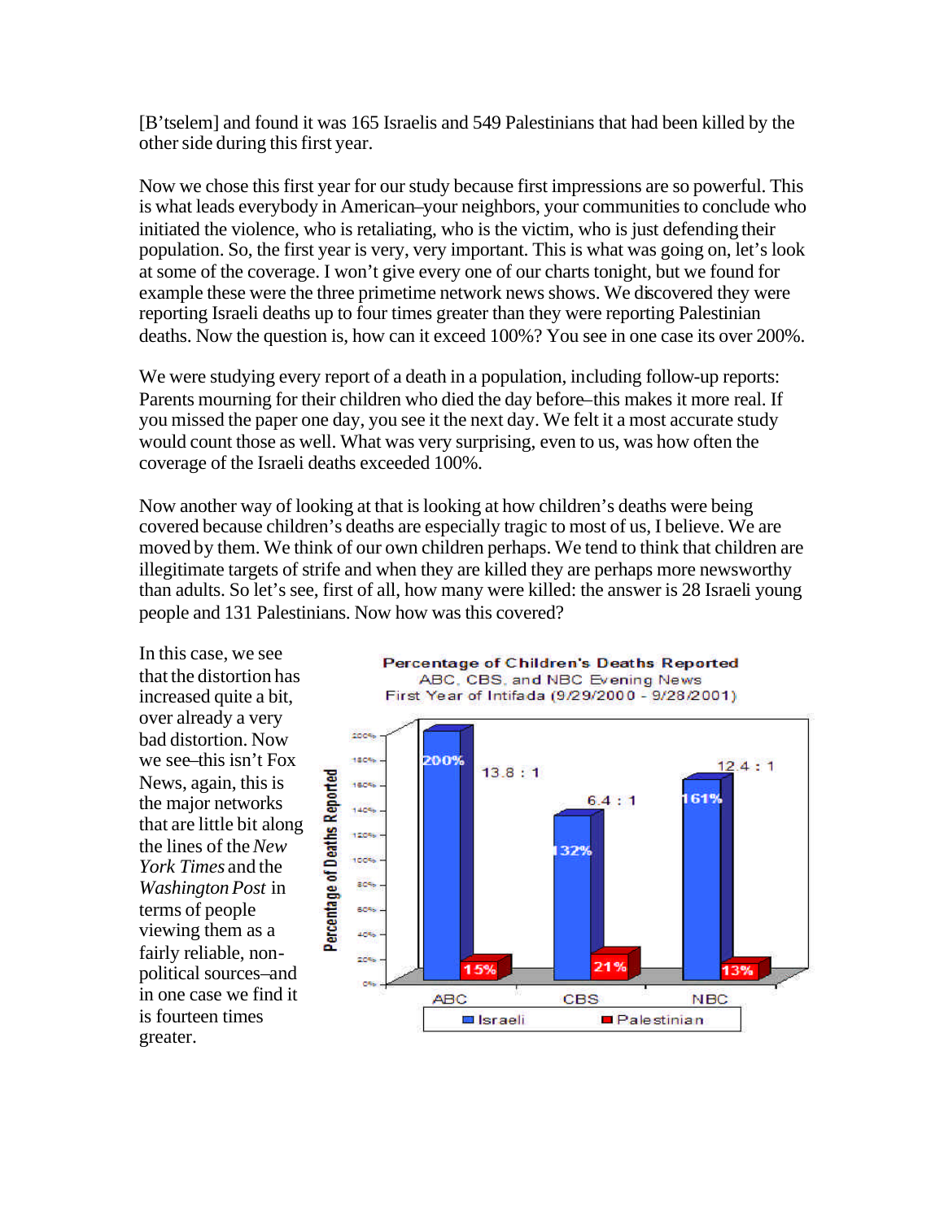[B'tselem] and found it was 165 Israelis and 549 Palestinians that had been killed by the other side during this first year.

Now we chose this first year for our study because first impressions are so powerful. This is what leads everybody in American–your neighbors, your communities to conclude who initiated the violence, who is retaliating, who is the victim, who is just defending their population. So, the first year is very, very important. This is what was going on, let's look at some of the coverage. I won't give every one of our charts tonight, but we found for example these were the three primetime network news shows. We discovered they were reporting Israeli deaths up to four times greater than they were reporting Palestinian deaths. Now the question is, how can it exceed 100%? You see in one case its over 200%.

We were studying every report of a death in a population, including follow-up reports: Parents mourning for their children who died the day before–this makes it more real. If you missed the paper one day, you see it the next day. We felt it a most accurate study would count those as well. What was very surprising, even to us, was how often the coverage of the Israeli deaths exceeded 100%.

Now another way of looking at that is looking at how children's deaths were being covered because children's deaths are especially tragic to most of us, I believe. We are moved by them. We think of our own children perhaps. We tend to think that children are illegitimate targets of strife and when they are killed they are perhaps more newsworthy than adults. So let's see, first of all, how many were killed: the answer is 28 Israeli young people and 131 Palestinians. Now how was this covered?

In this case, we see that the distortion has increased quite a bit, over already a very bad distortion. Now we see–this isn't Fox News, again, this is the major networks that are little bit along the lines of the *New York Times* and the *Washington Post* in terms of people viewing them as a fairly reliable, non-political sources–and in one case we find it is fourteen times greater.

**Percentage of Children's Deaths Reported**
ABC, CBS, and NBC Evening News
First Year of Intifada (9/29/2000 - 9/28/2001)

| Network | Israeli | Palestinian | Ratio |
|---|---|---|---|
| ABC | 200% | 15% | 13.8 : 1 |
| CBS | 132% | 21% | 6.4 : 1 |
| NBC | 161% | 13% | 12.4 : 1 |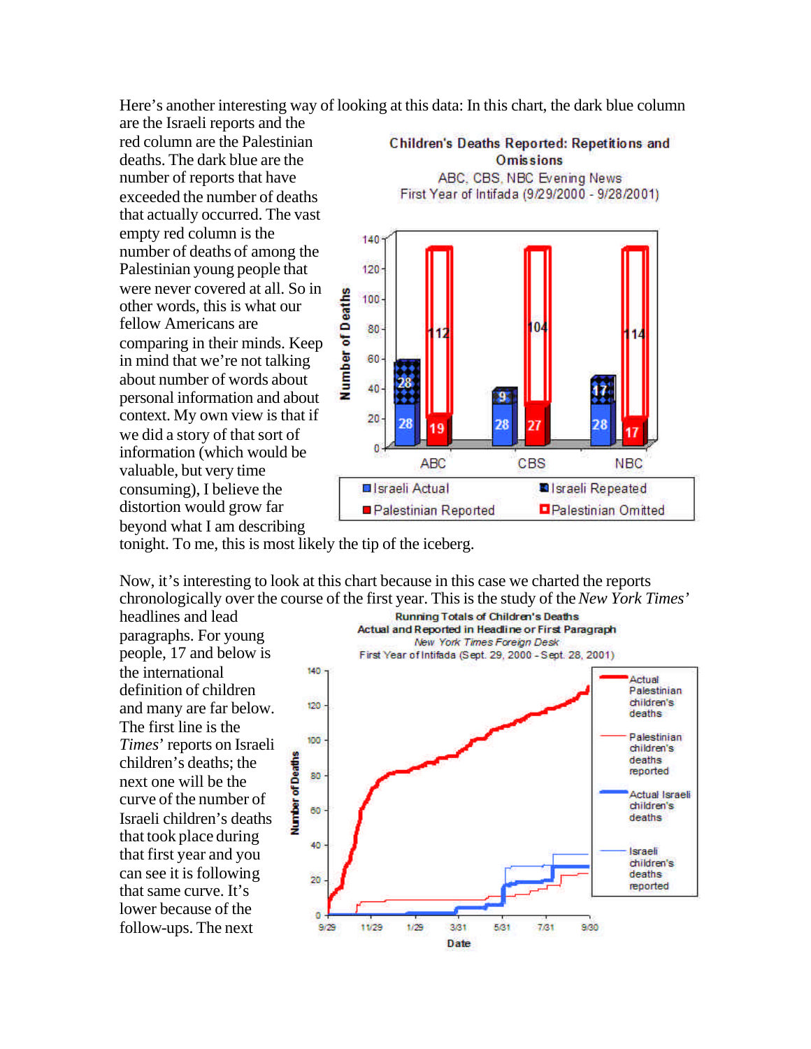Here's another interesting way of looking at this data: In this chart, the dark blue column are the Israeli reports and the red column are the Palestinian deaths. The dark blue are the number of reports that have exceeded the number of deaths that actually occurred. The vast empty red column is the number of deaths of among the Palestinian young people that were never covered at all. So in other words, this is what our fellow Americans are comparing in their minds. Keep in mind that we're not talking about number of words about personal information and about context. My own view is that if we did a story of that sort of information (which would be valuable, but very time consuming), I believe the distortion would grow far beyond what I am describing tonight. To me, this is most likely the tip of the iceberg.

**Children's Deaths Reported: Repetitions and Omissions**
ABC, CBS, NBC Evening News
First Year of Intifada (9/29/2000 - 9/28/2001)

| | ABC | CBS | NBC |
|---|---|---|---|
| Israeli Actual | 28 | 28 | 28 |
| Israeli Repeated | 28 | 9 | 17 |
| Palestinian Reported | 19 | 27 | 17 |
| Palestinian Omitted | 112 | 104 | 114 |

Now, it's interesting to look at this chart because in this case we charted the reports chronologically over the course of the first year. This is the study of the *New York Times'* headlines and lead paragraphs. For young people, 17 and below is the international definition of children and many are far below. The first line is the *Times'* reports on Israeli children's deaths; the next one will be the curve of the number of Israeli children's deaths that took place during that first year and you can see it is following that same curve. It's lower because of the follow-ups. The next

**Running Totals of Children's Deaths**
**Actual and Reported in Headline or First Paragraph**
*New York Times Foreign Desk*
First Year of Intifada (Sept. 29, 2000 - Sept. 28, 2001)

Legend: Actual Palestinian children's deaths; Palestinian children's deaths reported; Actual Israeli children's deaths; Israeli children's deaths reported

Y-axis: Number of Deaths (0–140); X-axis: Date (9/29, 11/29, 1/29, 3/31, 5/31, 7/31, 9/30)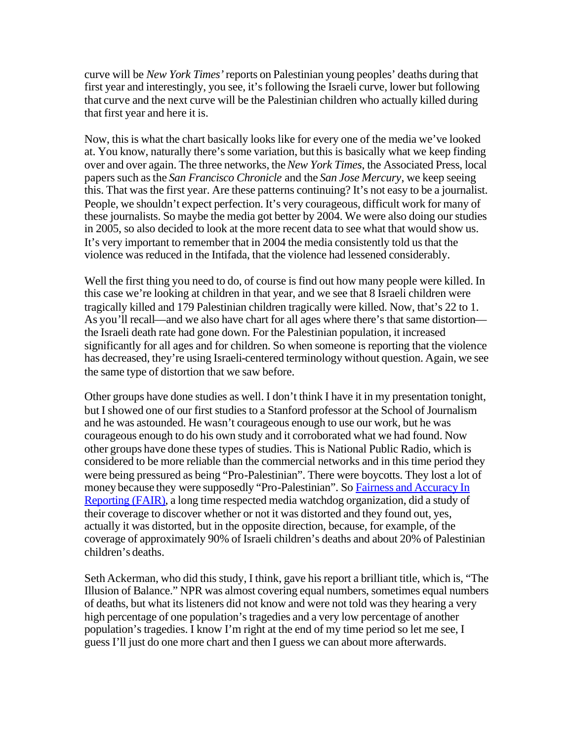curve will be *New York Times'* reports on Palestinian young peoples' deaths during that first year and interestingly, you see, it's following the Israeli curve, lower but following that curve and the next curve will be the Palestinian children who actually killed during that first year and here it is.

Now, this is what the chart basically looks like for every one of the media we've looked at. You know, naturally there's some variation, but this is basically what we keep finding over and over again. The three networks, the *New York Times*, the Associated Press, local papers such as the *San Francisco Chronicle* and the *San Jose Mercury*, we keep seeing this. That was the first year. Are these patterns continuing? It's not easy to be a journalist. People, we shouldn't expect perfection. It's very courageous, difficult work for many of these journalists. So maybe the media got better by 2004. We were also doing our studies in 2005, so also decided to look at the more recent data to see what that would show us. It's very important to remember that in 2004 the media consistently told us that the violence was reduced in the Intifada, that the violence had lessened considerably.

Well the first thing you need to do, of course is find out how many people were killed. In this case we're looking at children in that year, and we see that 8 Israeli children were tragically killed and 179 Palestinian children tragically were killed. Now, that's 22 to 1. As you'll recall—and we also have chart for all ages where there's that same distortion—the Israeli death rate had gone down. For the Palestinian population, it increased significantly for all ages and for children. So when someone is reporting that the violence has decreased, they're using Israeli-centered terminology without question. Again, we see the same type of distortion that we saw before.

Other groups have done studies as well. I don't think I have it in my presentation tonight, but I showed one of our first studies to a Stanford professor at the School of Journalism and he was astounded. He wasn't courageous enough to use our work, but he was courageous enough to do his own study and it corroborated what we had found. Now other groups have done these types of studies. This is National Public Radio, which is considered to be more reliable than the commercial networks and in this time period they were being pressured as being "Pro-Palestinian". There were boycotts. They lost a lot of money because they were supposedly "Pro-Palestinian". So Fairness and Accuracy In Reporting (FAIR), a long time respected media watchdog organization, did a study of their coverage to discover whether or not it was distorted and they found out, yes, actually it was distorted, but in the opposite direction, because, for example, of the coverage of approximately 90% of Israeli children's deaths and about 20% of Palestinian children's deaths.

Seth Ackerman, who did this study, I think, gave his report a brilliant title, which is, "The Illusion of Balance." NPR was almost covering equal numbers, sometimes equal numbers of deaths, but what its listeners did not know and were not told was they hearing a very high percentage of one population's tragedies and a very low percentage of another population's tragedies. I know I'm right at the end of my time period so let me see, I guess I'll just do one more chart and then I guess we can about more afterwards.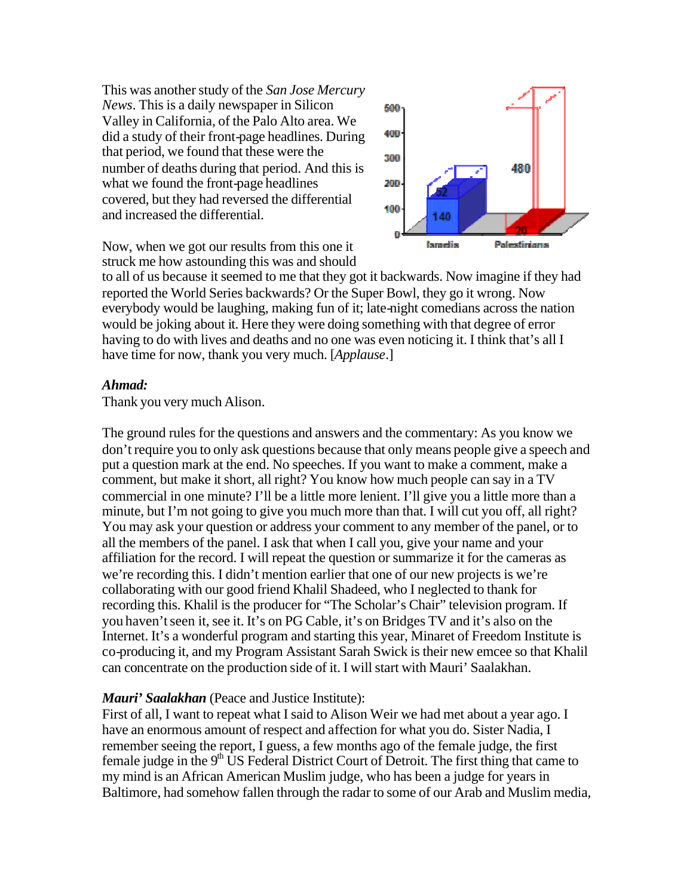This was another study of the *San Jose Mercury News*. This is a daily newspaper in Silicon Valley in California, of the Palo Alto area. We did a study of their front-page headlines. During that period, we found that these were the number of deaths during that period. And this is what we found the front-page headlines covered, but they had reversed the differential and increased the differential.

Now, when we got our results from this one it struck me how astounding this was and should to all of us because it seemed to me that they got it backwards. Now imagine if they had reported the World Series backwards? Or the Super Bowl, they go it wrong. Now everybody would be laughing, making fun of it; late-night comedians across the nation would be joking about it. Here they were doing something with that degree of error having to do with lives and deaths and no one was even noticing it. I think that's all I have time for now, thank you very much. [*Applause*.]

***Ahmad:***

Thank you very much Alison.

The ground rules for the questions and answers and the commentary: As you know we don't require you to only ask questions because that only means people give a speech and put a question mark at the end. No speeches. If you want to make a comment, make a comment, but make it short, all right? You know how much people can say in a TV commercial in one minute? I'll be a little more lenient. I'll give you a little more than a minute, but I'm not going to give you much more than that. I will cut you off, all right? You may ask your question or address your comment to any member of the panel, or to all the members of the panel. I ask that when I call you, give your name and your affiliation for the record. I will repeat the question or summarize it for the cameras as we're recording this. I didn't mention earlier that one of our new projects is we're collaborating with our good friend Khalil Shadeed, who I neglected to thank for recording this. Khalil is the producer for "The Scholar's Chair" television program. If you haven't seen it, see it. It's on PG Cable, it's on Bridges TV and it's also on the Internet. It's a wonderful program and starting this year, Minaret of Freedom Institute is co-producing it, and my Program Assistant Sarah Swick is their new emcee so that Khalil can concentrate on the production side of it. I will start with Mauri' Saalakhan.

***Mauri' Saalakhan*** (Peace and Justice Institute):

First of all, I want to repeat what I said to Alison Weir we had met about a year ago. I have an enormous amount of respect and affection for what you do. Sister Nadia, I remember seeing the report, I guess, a few months ago of the female judge, the first female judge in the 9th US Federal District Court of Detroit. The first thing that came to my mind is an African American Muslim judge, who has been a judge for years in Baltimore, had somehow fallen through the radar to some of our Arab and Muslim media,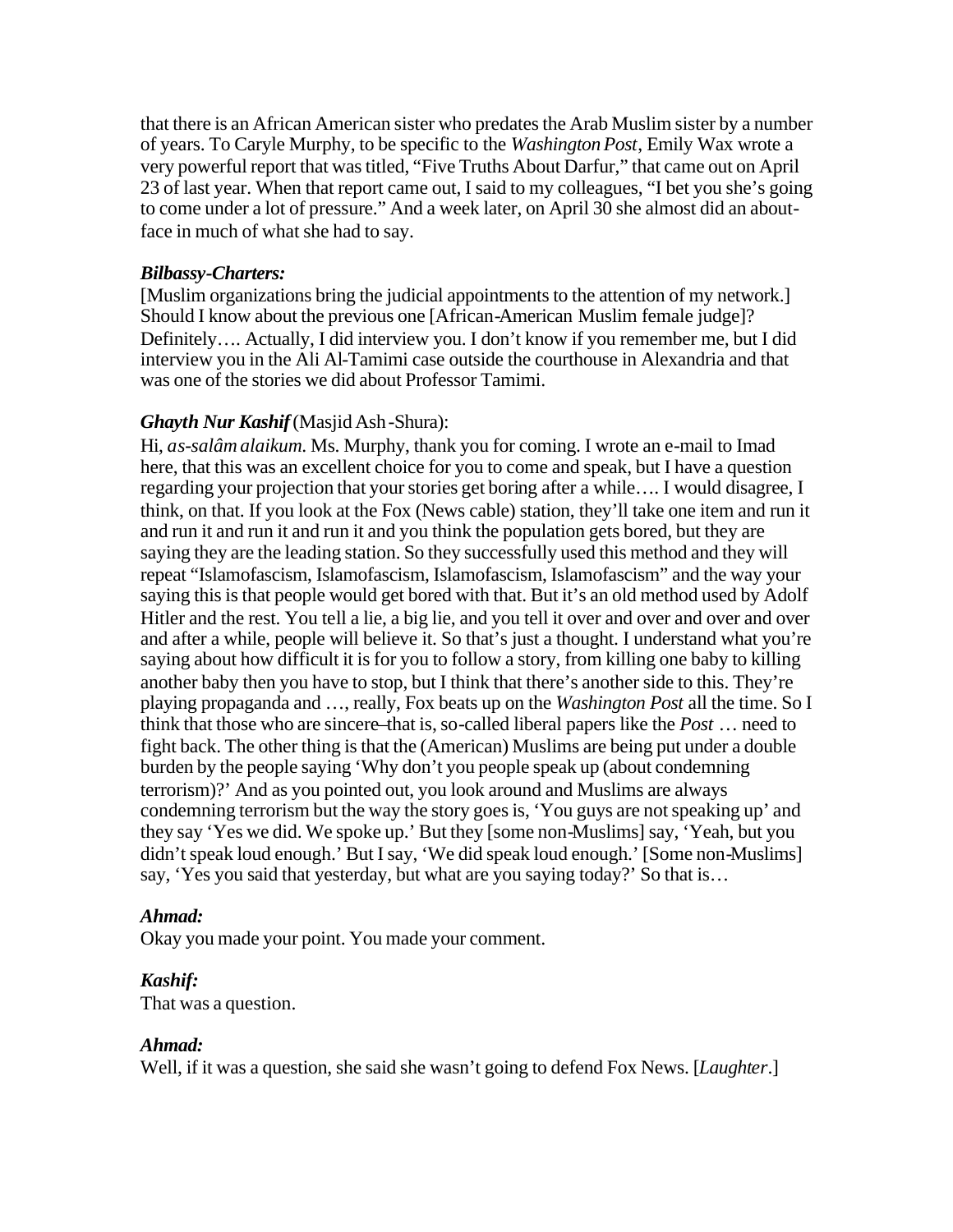that there is an African American sister who predates the Arab Muslim sister by a number of years. To Caryle Murphy, to be specific to the *Washington Post*, Emily Wax wrote a very powerful report that was titled, "Five Truths About Darfur," that came out on April 23 of last year. When that report came out, I said to my colleagues, "I bet you she's going to come under a lot of pressure." And a week later, on April 30 she almost did an about-face in much of what she had to say.

***Bilbassy-Charters:***
[Muslim organizations bring the judicial appointments to the attention of my network.] Should I know about the previous one [African-American Muslim female judge]? Definitely…. Actually, I did interview you. I don't know if you remember me, but I did interview you in the Ali Al-Tamimi case outside the courthouse in Alexandria and that was one of the stories we did about Professor Tamimi.

***Ghayth Nur Kashif*** (Masjid Ash-Shura):
Hi, *as-salâm alaikum.* Ms. Murphy, thank you for coming. I wrote an e-mail to Imad here, that this was an excellent choice for you to come and speak, but I have a question regarding your projection that your stories get boring after a while…. I would disagree, I think, on that. If you look at the Fox (News cable) station, they'll take one item and run it and run it and run it and run it and you think the population gets bored, but they are saying they are the leading station. So they successfully used this method and they will repeat "Islamofascism, Islamofascism, Islamofascism, Islamofascism" and the way your saying this is that people would get bored with that. But it's an old method used by Adolf Hitler and the rest. You tell a lie, a big lie, and you tell it over and over and over and over and after a while, people will believe it. So that's just a thought. I understand what you're saying about how difficult it is for you to follow a story, from killing one baby to killing another baby then you have to stop, but I think that there's another side to this. They're playing propaganda and …, really, Fox beats up on the *Washington Post* all the time. So I think that those who are sincere–that is, so-called liberal papers like the *Post* … need to fight back. The other thing is that the (American) Muslims are being put under a double burden by the people saying 'Why don't you people speak up (about condemning terrorism)?' And as you pointed out, you look around and Muslims are always condemning terrorism but the way the story goes is, 'You guys are not speaking up' and they say 'Yes we did. We spoke up.' But they [some non-Muslims] say, 'Yeah, but you didn't speak loud enough.' But I say, 'We did speak loud enough.' [Some non-Muslims] say, 'Yes you said that yesterday, but what are you saying today?' So that is…

***Ahmad:***
Okay you made your point. You made your comment.

***Kashif:***
That was a question.

***Ahmad:***
Well, if it was a question, she said she wasn't going to defend Fox News. [*Laughter*.]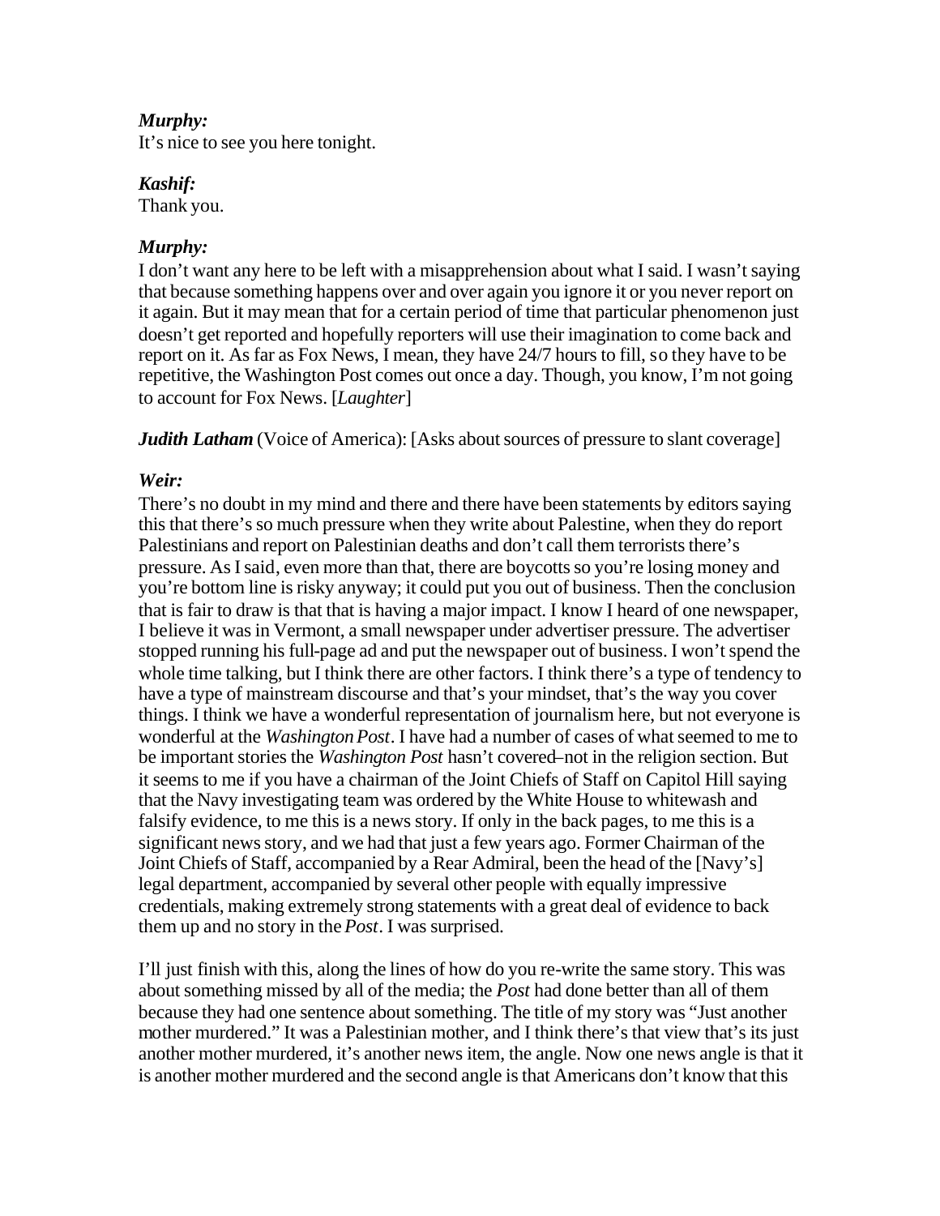***Murphy:***
It's nice to see you here tonight.

***Kashif:***
Thank you.

***Murphy:***
I don't want any here to be left with a misapprehension about what I said. I wasn't saying that because something happens over and over again you ignore it or you never report on it again. But it may mean that for a certain period of time that particular phenomenon just doesn't get reported and hopefully reporters will use their imagination to come back and report on it. As far as Fox News, I mean, they have 24/7 hours to fill, so they have to be repetitive, the Washington Post comes out once a day. Though, you know, I'm not going to account for Fox News. [*Laughter*]

***Judith Latham*** (Voice of America): [Asks about sources of pressure to slant coverage]

***Weir:***
There's no doubt in my mind and there and there have been statements by editors saying this that there's so much pressure when they write about Palestine, when they do report Palestinians and report on Palestinian deaths and don't call them terrorists there's pressure. As I said, even more than that, there are boycotts so you're losing money and you're bottom line is risky anyway; it could put you out of business. Then the conclusion that is fair to draw is that that is having a major impact. I know I heard of one newspaper, I believe it was in Vermont, a small newspaper under advertiser pressure. The advertiser stopped running his full-page ad and put the newspaper out of business. I won't spend the whole time talking, but I think there are other factors. I think there's a type of tendency to have a type of mainstream discourse and that's your mindset, that's the way you cover things. I think we have a wonderful representation of journalism here, but not everyone is wonderful at the *Washington Post*. I have had a number of cases of what seemed to me to be important stories the *Washington Post* hasn't covered–not in the religion section. But it seems to me if you have a chairman of the Joint Chiefs of Staff on Capitol Hill saying that the Navy investigating team was ordered by the White House to whitewash and falsify evidence, to me this is a news story. If only in the back pages, to me this is a significant news story, and we had that just a few years ago. Former Chairman of the Joint Chiefs of Staff, accompanied by a Rear Admiral, been the head of the [Navy's] legal department, accompanied by several other people with equally impressive credentials, making extremely strong statements with a great deal of evidence to back them up and no story in the *Post*. I was surprised.

I'll just finish with this, along the lines of how do you re-write the same story. This was about something missed by all of the media; the *Post* had done better than all of them because they had one sentence about something. The title of my story was "Just another mother murdered." It was a Palestinian mother, and I think there's that view that's its just another mother murdered, it's another news item, the angle. Now one news angle is that it is another mother murdered and the second angle is that Americans don't know that this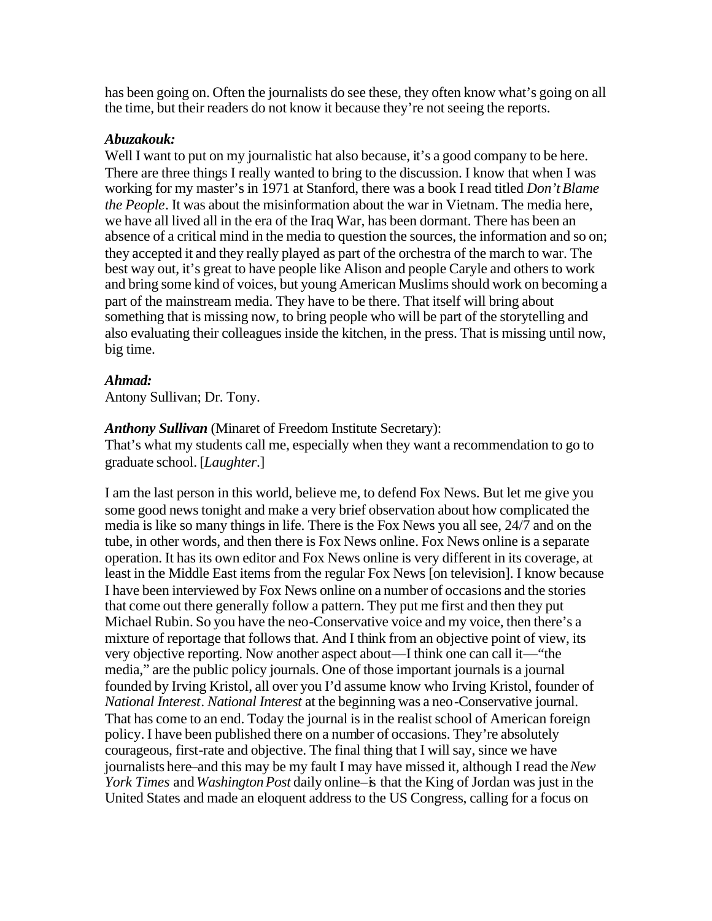has been going on. Often the journalists do see these, they often know what's going on all the time, but their readers do not know it because they're not seeing the reports.

***Abuzakouk:***
Well I want to put on my journalistic hat also because, it's a good company to be here. There are three things I really wanted to bring to the discussion. I know that when I was working for my master's in 1971 at Stanford, there was a book I read titled *Don't Blame the People*. It was about the misinformation about the war in Vietnam. The media here, we have all lived all in the era of the Iraq War, has been dormant. There has been an absence of a critical mind in the media to question the sources, the information and so on; they accepted it and they really played as part of the orchestra of the march to war. The best way out, it's great to have people like Alison and people Caryle and others to work and bring some kind of voices, but young American Muslims should work on becoming a part of the mainstream media. They have to be there. That itself will bring about something that is missing now, to bring people who will be part of the storytelling and also evaluating their colleagues inside the kitchen, in the press. That is missing until now, big time.

***Ahmad:***
Antony Sullivan; Dr. Tony.

***Anthony Sullivan*** (Minaret of Freedom Institute Secretary):
That's what my students call me, especially when they want a recommendation to go to graduate school. [*Laughter*.]

I am the last person in this world, believe me, to defend Fox News. But let me give you some good news tonight and make a very brief observation about how complicated the media is like so many things in life. There is the Fox News you all see, 24/7 and on the tube, in other words, and then there is Fox News online. Fox News online is a separate operation. It has its own editor and Fox News online is very different in its coverage, at least in the Middle East items from the regular Fox News [on television]. I know because I have been interviewed by Fox News online on a number of occasions and the stories that come out there generally follow a pattern. They put me first and then they put Michael Rubin. So you have the neo-Conservative voice and my voice, then there's a mixture of reportage that follows that. And I think from an objective point of view, its very objective reporting. Now another aspect about—I think one can call it—"the media," are the public policy journals. One of those important journals is a journal founded by Irving Kristol, all over you I'd assume know who Irving Kristol, founder of *National Interest*. *National Interest* at the beginning was a neo-Conservative journal. That has come to an end. Today the journal is in the realist school of American foreign policy. I have been published there on a number of occasions. They're absolutely courageous, first-rate and objective. The final thing that I will say, since we have journalists here–and this may be my fault I may have missed it, although I read the *New York Times* and *Washington Post* daily online–is that the King of Jordan was just in the United States and made an eloquent address to the US Congress, calling for a focus on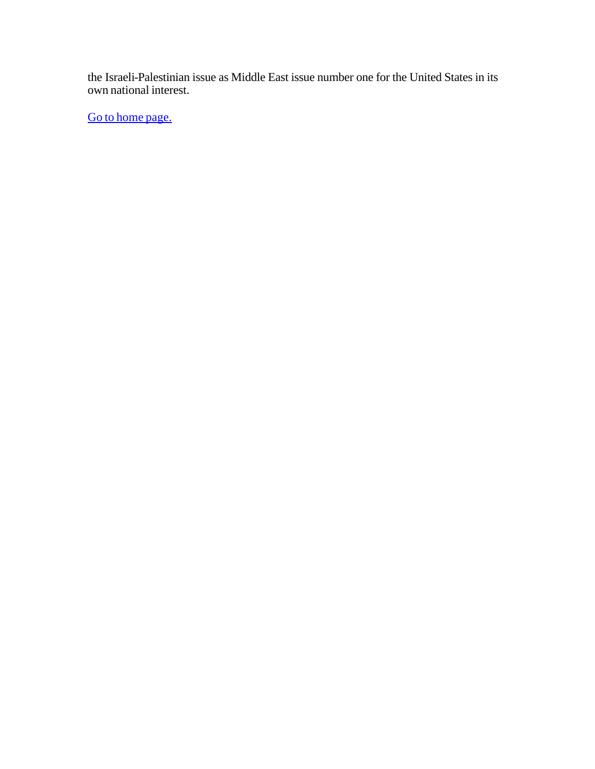the Israeli-Palestinian issue as Middle East issue number one for the United States in its own national interest.

Go to home page.